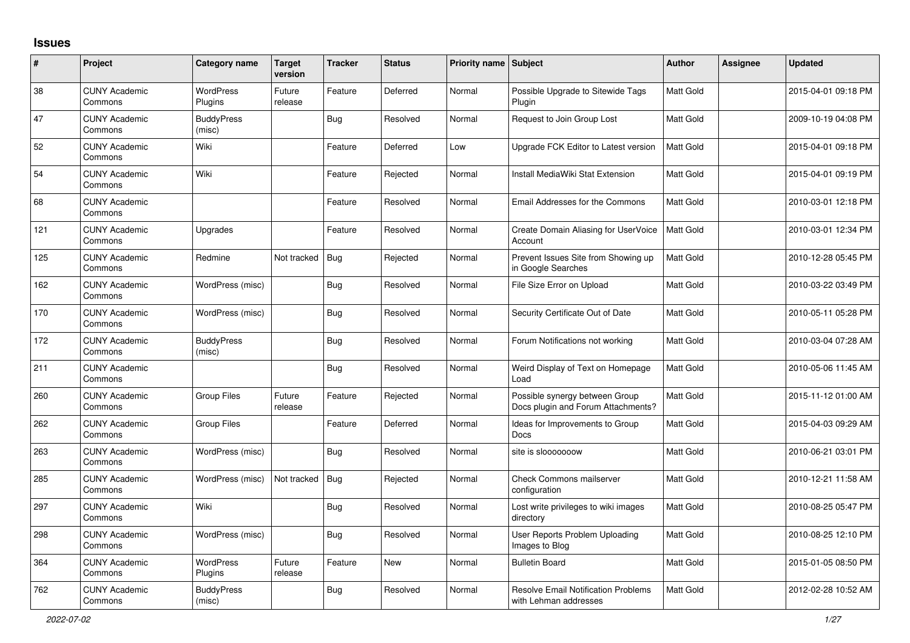# Issues

| # | Project | Category name | Target version | Tracker | Status | Priority name | Subject | Author | Assignee | Updated |
|---|---|---|---|---|---|---|---|---|---|---|
| 38 | CUNY Academic Commons | WordPress Plugins | Future release | Feature | Deferred | Normal | Possible Upgrade to Sitewide Tags Plugin | Matt Gold | | 2015-04-01 09:18 PM |
| 47 | CUNY Academic Commons | BuddyPress (misc) | | Bug | Resolved | Normal | Request to Join Group Lost | Matt Gold | | 2009-10-19 04:08 PM |
| 52 | CUNY Academic Commons | Wiki | | Feature | Deferred | Low | Upgrade FCK Editor to Latest version | Matt Gold | | 2015-04-01 09:18 PM |
| 54 | CUNY Academic Commons | Wiki | | Feature | Rejected | Normal | Install MediaWiki Stat Extension | Matt Gold | | 2015-04-01 09:19 PM |
| 68 | CUNY Academic Commons | | | Feature | Resolved | Normal | Email Addresses for the Commons | Matt Gold | | 2010-03-01 12:18 PM |
| 121 | CUNY Academic Commons | Upgrades | | Feature | Resolved | Normal | Create Domain Aliasing for UserVoice Account | Matt Gold | | 2010-03-01 12:34 PM |
| 125 | CUNY Academic Commons | Redmine | Not tracked | Bug | Rejected | Normal | Prevent Issues Site from Showing up in Google Searches | Matt Gold | | 2010-12-28 05:45 PM |
| 162 | CUNY Academic Commons | WordPress (misc) | | Bug | Resolved | Normal | File Size Error on Upload | Matt Gold | | 2010-03-22 03:49 PM |
| 170 | CUNY Academic Commons | WordPress (misc) | | Bug | Resolved | Normal | Security Certificate Out of Date | Matt Gold | | 2010-05-11 05:28 PM |
| 172 | CUNY Academic Commons | BuddyPress (misc) | | Bug | Resolved | Normal | Forum Notifications not working | Matt Gold | | 2010-03-04 07:28 AM |
| 211 | CUNY Academic Commons | | | Bug | Resolved | Normal | Weird Display of Text on Homepage Load | Matt Gold | | 2010-05-06 11:45 AM |
| 260 | CUNY Academic Commons | Group Files | Future release | Feature | Rejected | Normal | Possible synergy between Group Docs plugin and Forum Attachments? | Matt Gold | | 2015-11-12 01:00 AM |
| 262 | CUNY Academic Commons | Group Files | | Feature | Deferred | Normal | Ideas for Improvements to Group Docs | Matt Gold | | 2015-04-03 09:29 AM |
| 263 | CUNY Academic Commons | WordPress (misc) | | Bug | Resolved | Normal | site is slooooooow | Matt Gold | | 2010-06-21 03:01 PM |
| 285 | CUNY Academic Commons | WordPress (misc) | Not tracked | Bug | Rejected | Normal | Check Commons mailserver configuration | Matt Gold | | 2010-12-21 11:58 AM |
| 297 | CUNY Academic Commons | Wiki | | Bug | Resolved | Normal | Lost write privileges to wiki images directory | Matt Gold | | 2010-08-25 05:47 PM |
| 298 | CUNY Academic Commons | WordPress (misc) | | Bug | Resolved | Normal | User Reports Problem Uploading Images to Blog | Matt Gold | | 2010-08-25 12:10 PM |
| 364 | CUNY Academic Commons | WordPress Plugins | Future release | Feature | New | Normal | Bulletin Board | Matt Gold | | 2015-01-05 08:50 PM |
| 762 | CUNY Academic Commons | BuddyPress (misc) | | Bug | Resolved | Normal | Resolve Email Notification Problems with Lehman addresses | Matt Gold | | 2012-02-28 10:52 AM |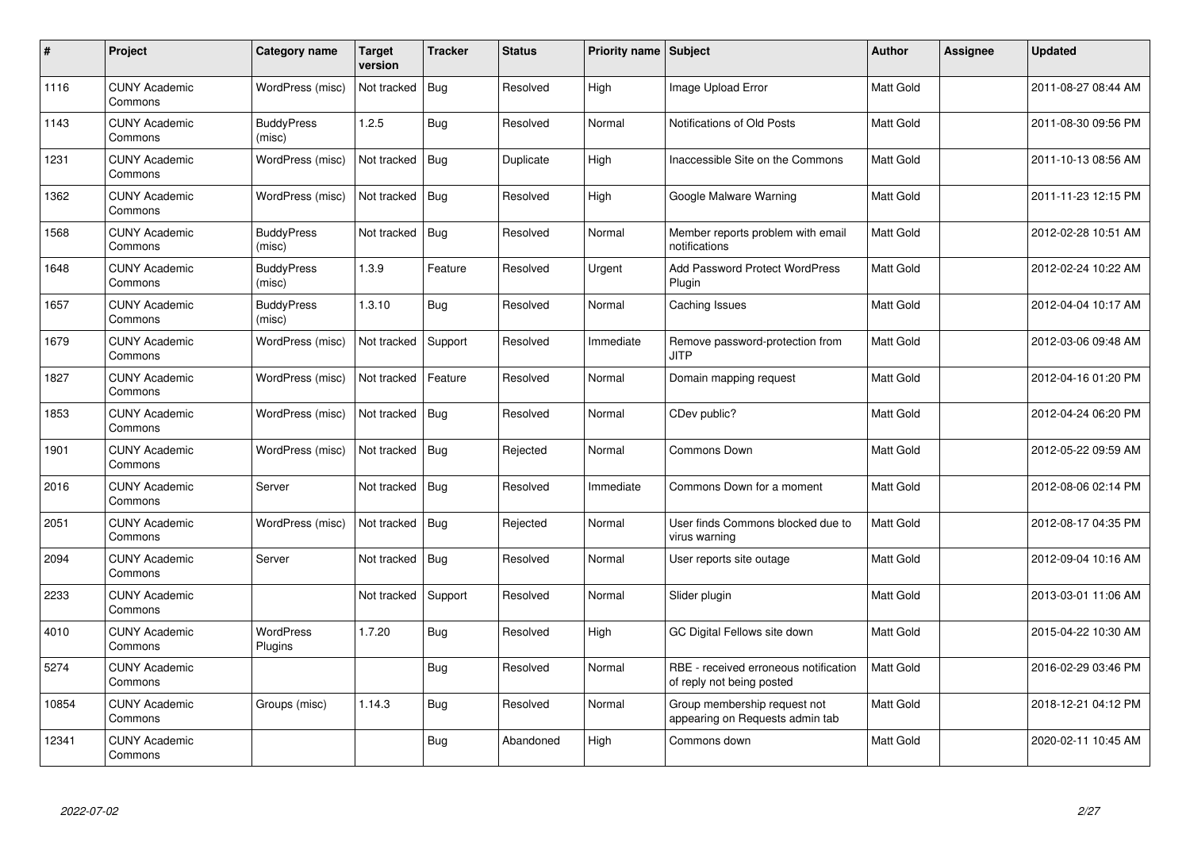| # | Project | Category name | Target version | Tracker | Status | Priority name | Subject | Author | Assignee | Updated |
|---|---|---|---|---|---|---|---|---|---|---|
| 1116 | CUNY Academic Commons | WordPress (misc) | Not tracked | Bug | Resolved | High | Image Upload Error | Matt Gold | | 2011-08-27 08:44 AM |
| 1143 | CUNY Academic Commons | BuddyPress (misc) | 1.2.5 | Bug | Resolved | Normal | Notifications of Old Posts | Matt Gold | | 2011-08-30 09:56 PM |
| 1231 | CUNY Academic Commons | WordPress (misc) | Not tracked | Bug | Duplicate | High | Inaccessible Site on the Commons | Matt Gold | | 2011-10-13 08:56 AM |
| 1362 | CUNY Academic Commons | WordPress (misc) | Not tracked | Bug | Resolved | High | Google Malware Warning | Matt Gold | | 2011-11-23 12:15 PM |
| 1568 | CUNY Academic Commons | BuddyPress (misc) | Not tracked | Bug | Resolved | Normal | Member reports problem with email notifications | Matt Gold | | 2012-02-28 10:51 AM |
| 1648 | CUNY Academic Commons | BuddyPress (misc) | 1.3.9 | Feature | Resolved | Urgent | Add Password Protect WordPress Plugin | Matt Gold | | 2012-02-24 10:22 AM |
| 1657 | CUNY Academic Commons | BuddyPress (misc) | 1.3.10 | Bug | Resolved | Normal | Caching Issues | Matt Gold | | 2012-04-04 10:17 AM |
| 1679 | CUNY Academic Commons | WordPress (misc) | Not tracked | Support | Resolved | Immediate | Remove password-protection from JITP | Matt Gold | | 2012-03-06 09:48 AM |
| 1827 | CUNY Academic Commons | WordPress (misc) | Not tracked | Feature | Resolved | Normal | Domain mapping request | Matt Gold | | 2012-04-16 01:20 PM |
| 1853 | CUNY Academic Commons | WordPress (misc) | Not tracked | Bug | Resolved | Normal | CDev public? | Matt Gold | | 2012-04-24 06:20 PM |
| 1901 | CUNY Academic Commons | WordPress (misc) | Not tracked | Bug | Rejected | Normal | Commons Down | Matt Gold | | 2012-05-22 09:59 AM |
| 2016 | CUNY Academic Commons | Server | Not tracked | Bug | Resolved | Immediate | Commons Down for a moment | Matt Gold | | 2012-08-06 02:14 PM |
| 2051 | CUNY Academic Commons | WordPress (misc) | Not tracked | Bug | Rejected | Normal | User finds Commons blocked due to virus warning | Matt Gold | | 2012-08-17 04:35 PM |
| 2094 | CUNY Academic Commons | Server | Not tracked | Bug | Resolved | Normal | User reports site outage | Matt Gold | | 2012-09-04 10:16 AM |
| 2233 | CUNY Academic Commons | | Not tracked | Support | Resolved | Normal | Slider plugin | Matt Gold | | 2013-03-01 11:06 AM |
| 4010 | CUNY Academic Commons | WordPress Plugins | 1.7.20 | Bug | Resolved | High | GC Digital Fellows site down | Matt Gold | | 2015-04-22 10:30 AM |
| 5274 | CUNY Academic Commons | | | Bug | Resolved | Normal | RBE - received erroneous notification of reply not being posted | Matt Gold | | 2016-02-29 03:46 PM |
| 10854 | CUNY Academic Commons | Groups (misc) | 1.14.3 | Bug | Resolved | Normal | Group membership request not appearing on Requests admin tab | Matt Gold | | 2018-12-21 04:12 PM |
| 12341 | CUNY Academic Commons | | | Bug | Abandoned | High | Commons down | Matt Gold | | 2020-02-11 10:45 AM |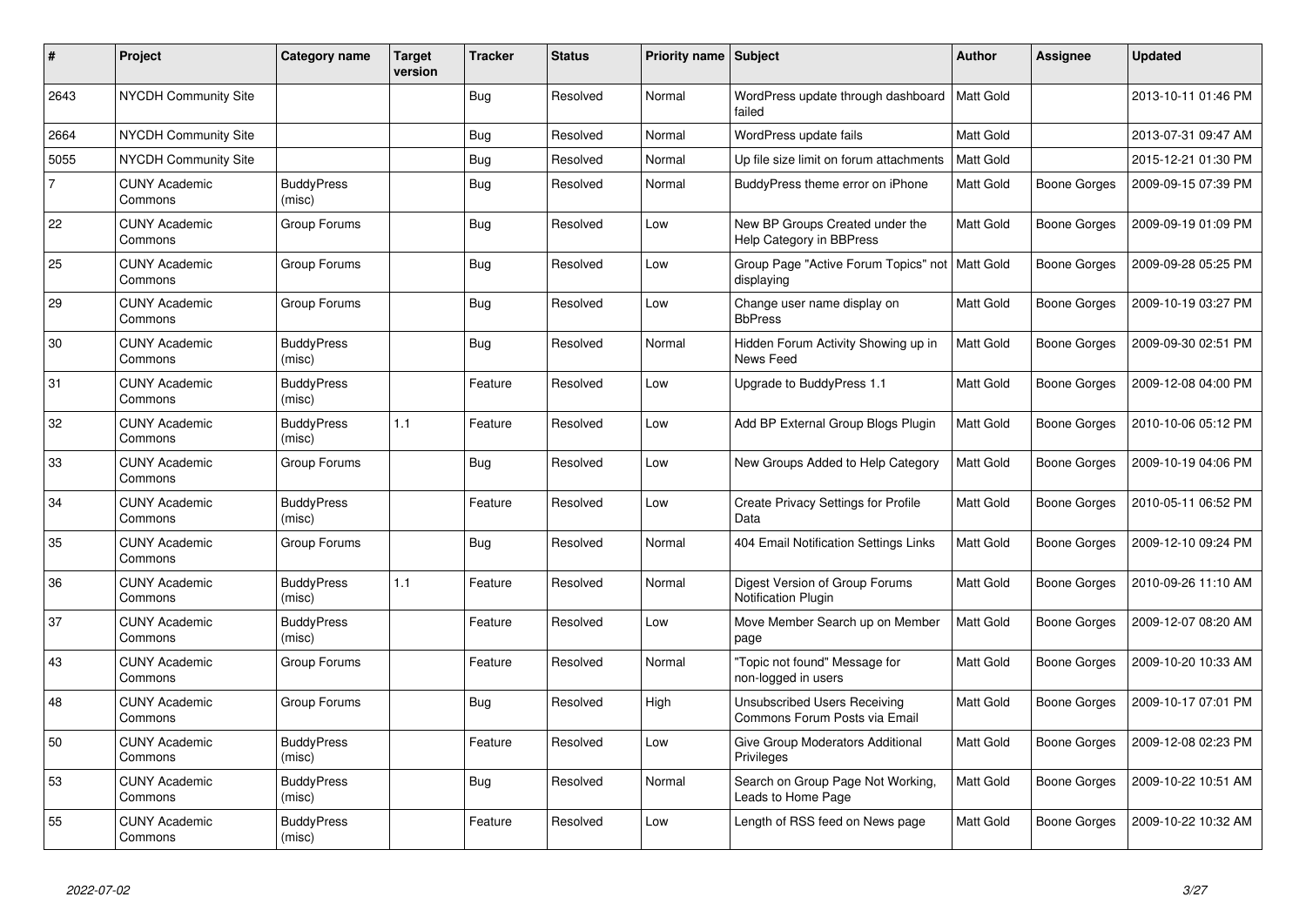| # | Project | Category name | Target version | Tracker | Status | Priority name | Subject | Author | Assignee | Updated |
|---|---|---|---|---|---|---|---|---|---|---|
| 2643 | NYCDH Community Site | | | Bug | Resolved | Normal | WordPress update through dashboard failed | Matt Gold | | 2013-10-11 01:46 PM |
| 2664 | NYCDH Community Site | | | Bug | Resolved | Normal | WordPress update fails | Matt Gold | | 2013-07-31 09:47 AM |
| 5055 | NYCDH Community Site | | | Bug | Resolved | Normal | Up file size limit on forum attachments | Matt Gold | | 2015-12-21 01:30 PM |
| 7 | CUNY Academic Commons | BuddyPress (misc) | | Bug | Resolved | Normal | BuddyPress theme error on iPhone | Matt Gold | Boone Gorges | 2009-09-15 07:39 PM |
| 22 | CUNY Academic Commons | Group Forums | | Bug | Resolved | Low | New BP Groups Created under the Help Category in BBPress | Matt Gold | Boone Gorges | 2009-09-19 01:09 PM |
| 25 | CUNY Academic Commons | Group Forums | | Bug | Resolved | Low | Group Page "Active Forum Topics" not displaying | Matt Gold | Boone Gorges | 2009-09-28 05:25 PM |
| 29 | CUNY Academic Commons | Group Forums | | Bug | Resolved | Low | Change user name display on BbPress | Matt Gold | Boone Gorges | 2009-10-19 03:27 PM |
| 30 | CUNY Academic Commons | BuddyPress (misc) | | Bug | Resolved | Normal | Hidden Forum Activity Showing up in News Feed | Matt Gold | Boone Gorges | 2009-09-30 02:51 PM |
| 31 | CUNY Academic Commons | BuddyPress (misc) | | Feature | Resolved | Low | Upgrade to BuddyPress 1.1 | Matt Gold | Boone Gorges | 2009-12-08 04:00 PM |
| 32 | CUNY Academic Commons | BuddyPress (misc) | 1.1 | Feature | Resolved | Low | Add BP External Group Blogs Plugin | Matt Gold | Boone Gorges | 2010-10-06 05:12 PM |
| 33 | CUNY Academic Commons | Group Forums | | Bug | Resolved | Low | New Groups Added to Help Category | Matt Gold | Boone Gorges | 2009-10-19 04:06 PM |
| 34 | CUNY Academic Commons | BuddyPress (misc) | | Feature | Resolved | Low | Create Privacy Settings for Profile Data | Matt Gold | Boone Gorges | 2010-05-11 06:52 PM |
| 35 | CUNY Academic Commons | Group Forums | | Bug | Resolved | Normal | 404 Email Notification Settings Links | Matt Gold | Boone Gorges | 2009-12-10 09:24 PM |
| 36 | CUNY Academic Commons | BuddyPress (misc) | 1.1 | Feature | Resolved | Normal | Digest Version of Group Forums Notification Plugin | Matt Gold | Boone Gorges | 2010-09-26 11:10 AM |
| 37 | CUNY Academic Commons | BuddyPress (misc) | | Feature | Resolved | Low | Move Member Search up on Member page | Matt Gold | Boone Gorges | 2009-12-07 08:20 AM |
| 43 | CUNY Academic Commons | Group Forums | | Feature | Resolved | Normal | "Topic not found" Message for non-logged in users | Matt Gold | Boone Gorges | 2009-10-20 10:33 AM |
| 48 | CUNY Academic Commons | Group Forums | | Bug | Resolved | High | Unsubscribed Users Receiving Commons Forum Posts via Email | Matt Gold | Boone Gorges | 2009-10-17 07:01 PM |
| 50 | CUNY Academic Commons | BuddyPress (misc) | | Feature | Resolved | Low | Give Group Moderators Additional Privileges | Matt Gold | Boone Gorges | 2009-12-08 02:23 PM |
| 53 | CUNY Academic Commons | BuddyPress (misc) | | Bug | Resolved | Normal | Search on Group Page Not Working, Leads to Home Page | Matt Gold | Boone Gorges | 2009-10-22 10:51 AM |
| 55 | CUNY Academic Commons | BuddyPress (misc) | | Feature | Resolved | Low | Length of RSS feed on News page | Matt Gold | Boone Gorges | 2009-10-22 10:32 AM |

2022-07-02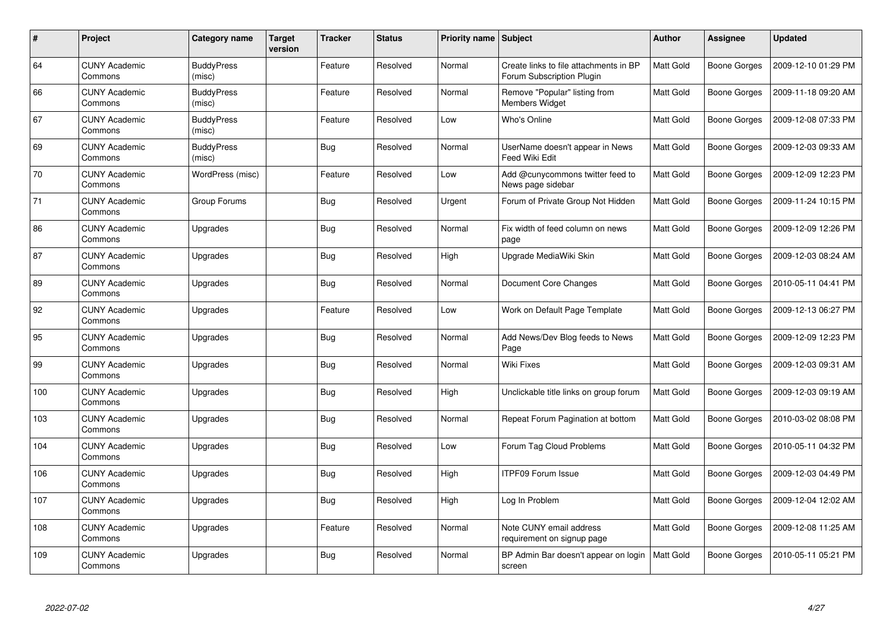| # | Project | Category name | Target version | Tracker | Status | Priority name | Subject | Author | Assignee | Updated |
|---|---|---|---|---|---|---|---|---|---|---|
| 64 | CUNY Academic Commons | BuddyPress (misc) | | Feature | Resolved | Normal | Create links to file attachments in BP Forum Subscription Plugin | Matt Gold | Boone Gorges | 2009-12-10 01:29 PM |
| 66 | CUNY Academic Commons | BuddyPress (misc) | | Feature | Resolved | Normal | Remove "Popular" listing from Members Widget | Matt Gold | Boone Gorges | 2009-11-18 09:20 AM |
| 67 | CUNY Academic Commons | BuddyPress (misc) | | Feature | Resolved | Low | Who's Online | Matt Gold | Boone Gorges | 2009-12-08 07:33 PM |
| 69 | CUNY Academic Commons | BuddyPress (misc) | | Bug | Resolved | Normal | UserName doesn't appear in News Feed Wiki Edit | Matt Gold | Boone Gorges | 2009-12-03 09:33 AM |
| 70 | CUNY Academic Commons | WordPress (misc) | | Feature | Resolved | Low | Add @cunycommons twitter feed to News page sidebar | Matt Gold | Boone Gorges | 2009-12-09 12:23 PM |
| 71 | CUNY Academic Commons | Group Forums | | Bug | Resolved | Urgent | Forum of Private Group Not Hidden | Matt Gold | Boone Gorges | 2009-11-24 10:15 PM |
| 86 | CUNY Academic Commons | Upgrades | | Bug | Resolved | Normal | Fix width of feed column on news page | Matt Gold | Boone Gorges | 2009-12-09 12:26 PM |
| 87 | CUNY Academic Commons | Upgrades | | Bug | Resolved | High | Upgrade MediaWiki Skin | Matt Gold | Boone Gorges | 2009-12-03 08:24 AM |
| 89 | CUNY Academic Commons | Upgrades | | Bug | Resolved | Normal | Document Core Changes | Matt Gold | Boone Gorges | 2010-05-11 04:41 PM |
| 92 | CUNY Academic Commons | Upgrades | | Feature | Resolved | Low | Work on Default Page Template | Matt Gold | Boone Gorges | 2009-12-13 06:27 PM |
| 95 | CUNY Academic Commons | Upgrades | | Bug | Resolved | Normal | Add News/Dev Blog feeds to News Page | Matt Gold | Boone Gorges | 2009-12-09 12:23 PM |
| 99 | CUNY Academic Commons | Upgrades | | Bug | Resolved | Normal | Wiki Fixes | Matt Gold | Boone Gorges | 2009-12-03 09:31 AM |
| 100 | CUNY Academic Commons | Upgrades | | Bug | Resolved | High | Unclickable title links on group forum | Matt Gold | Boone Gorges | 2009-12-03 09:19 AM |
| 103 | CUNY Academic Commons | Upgrades | | Bug | Resolved | Normal | Repeat Forum Pagination at bottom | Matt Gold | Boone Gorges | 2010-03-02 08:08 PM |
| 104 | CUNY Academic Commons | Upgrades | | Bug | Resolved | Low | Forum Tag Cloud Problems | Matt Gold | Boone Gorges | 2010-05-11 04:32 PM |
| 106 | CUNY Academic Commons | Upgrades | | Bug | Resolved | High | ITPF09 Forum Issue | Matt Gold | Boone Gorges | 2009-12-03 04:49 PM |
| 107 | CUNY Academic Commons | Upgrades | | Bug | Resolved | High | Log In Problem | Matt Gold | Boone Gorges | 2009-12-04 12:02 AM |
| 108 | CUNY Academic Commons | Upgrades | | Feature | Resolved | Normal | Note CUNY email address requirement on signup page | Matt Gold | Boone Gorges | 2009-12-08 11:25 AM |
| 109 | CUNY Academic Commons | Upgrades | | Bug | Resolved | Normal | BP Admin Bar doesn't appear on login screen | Matt Gold | Boone Gorges | 2010-05-11 05:21 PM |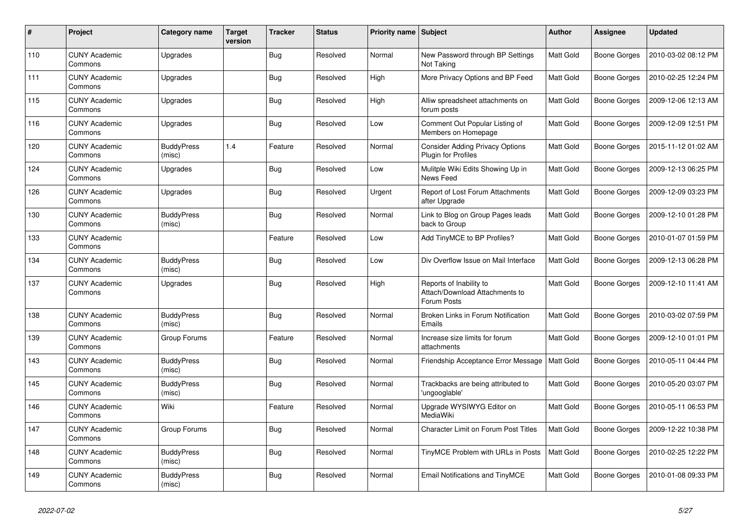| # | Project | Category name | Target version | Tracker | Status | Priority name | Subject | Author | Assignee | Updated |
|---|---|---|---|---|---|---|---|---|---|---|
| 110 | CUNY Academic Commons | Upgrades | | Bug | Resolved | Normal | New Password through BP Settings Not Taking | Matt Gold | Boone Gorges | 2010-03-02 08:12 PM |
| 111 | CUNY Academic Commons | Upgrades | | Bug | Resolved | High | More Privacy Options and BP Feed | Matt Gold | Boone Gorges | 2010-02-25 12:24 PM |
| 115 | CUNY Academic Commons | Upgrades | | Bug | Resolved | High | Alliw spreadsheet attachments on forum posts | Matt Gold | Boone Gorges | 2009-12-06 12:13 AM |
| 116 | CUNY Academic Commons | Upgrades | | Bug | Resolved | Low | Comment Out Popular Listing of Members on Homepage | Matt Gold | Boone Gorges | 2009-12-09 12:51 PM |
| 120 | CUNY Academic Commons | BuddyPress (misc) | 1.4 | Feature | Resolved | Normal | Consider Adding Privacy Options Plugin for Profiles | Matt Gold | Boone Gorges | 2015-11-12 01:02 AM |
| 124 | CUNY Academic Commons | Upgrades | | Bug | Resolved | Low | Mulitple Wiki Edits Showing Up in News Feed | Matt Gold | Boone Gorges | 2009-12-13 06:25 PM |
| 126 | CUNY Academic Commons | Upgrades | | Bug | Resolved | Urgent | Report of Lost Forum Attachments after Upgrade | Matt Gold | Boone Gorges | 2009-12-09 03:23 PM |
| 130 | CUNY Academic Commons | BuddyPress (misc) | | Bug | Resolved | Normal | Link to Blog on Group Pages leads back to Group | Matt Gold | Boone Gorges | 2009-12-10 01:28 PM |
| 133 | CUNY Academic Commons | | | Feature | Resolved | Low | Add TinyMCE to BP Profiles? | Matt Gold | Boone Gorges | 2010-01-07 01:59 PM |
| 134 | CUNY Academic Commons | BuddyPress (misc) | | Bug | Resolved | Low | Div Overflow Issue on Mail Interface | Matt Gold | Boone Gorges | 2009-12-13 06:28 PM |
| 137 | CUNY Academic Commons | Upgrades | | Bug | Resolved | High | Reports of Inability to Attach/Download Attachments to Forum Posts | Matt Gold | Boone Gorges | 2009-12-10 11:41 AM |
| 138 | CUNY Academic Commons | BuddyPress (misc) | | Bug | Resolved | Normal | Broken Links in Forum Notification Emails | Matt Gold | Boone Gorges | 2010-03-02 07:59 PM |
| 139 | CUNY Academic Commons | Group Forums | | Feature | Resolved | Normal | Increase size limits for forum attachments | Matt Gold | Boone Gorges | 2009-12-10 01:01 PM |
| 143 | CUNY Academic Commons | BuddyPress (misc) | | Bug | Resolved | Normal | Friendship Acceptance Error Message | Matt Gold | Boone Gorges | 2010-05-11 04:44 PM |
| 145 | CUNY Academic Commons | BuddyPress (misc) | | Bug | Resolved | Normal | Trackbacks are being attributed to 'ungooglable' | Matt Gold | Boone Gorges | 2010-05-20 03:07 PM |
| 146 | CUNY Academic Commons | Wiki | | Feature | Resolved | Normal | Upgrade WYSIWYG Editor on MediaWiki | Matt Gold | Boone Gorges | 2010-05-11 06:53 PM |
| 147 | CUNY Academic Commons | Group Forums | | Bug | Resolved | Normal | Character Limit on Forum Post Titles | Matt Gold | Boone Gorges | 2009-12-22 10:38 PM |
| 148 | CUNY Academic Commons | BuddyPress (misc) | | Bug | Resolved | Normal | TinyMCE Problem with URLs in Posts | Matt Gold | Boone Gorges | 2010-02-25 12:22 PM |
| 149 | CUNY Academic Commons | BuddyPress (misc) | | Bug | Resolved | Normal | Email Notifications and TinyMCE | Matt Gold | Boone Gorges | 2010-01-08 09:33 PM |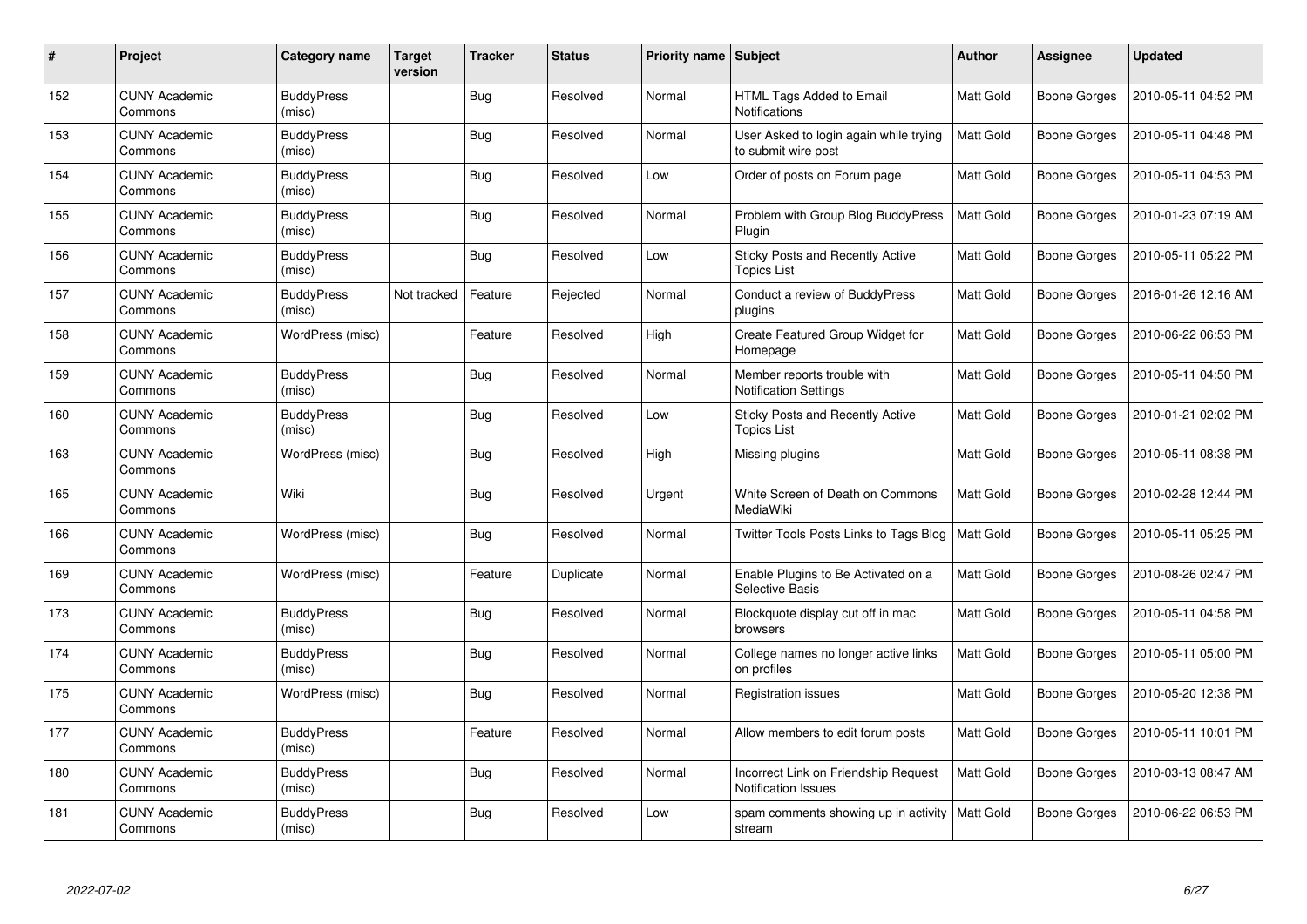| # | Project | Category name | Target version | Tracker | Status | Priority name | Subject | Author | Assignee | Updated |
|---|---|---|---|---|---|---|---|---|---|---|
| 152 | CUNY Academic Commons | BuddyPress (misc) | | Bug | Resolved | Normal | HTML Tags Added to Email Notifications | Matt Gold | Boone Gorges | 2010-05-11 04:52 PM |
| 153 | CUNY Academic Commons | BuddyPress (misc) | | Bug | Resolved | Normal | User Asked to login again while trying to submit wire post | Matt Gold | Boone Gorges | 2010-05-11 04:48 PM |
| 154 | CUNY Academic Commons | BuddyPress (misc) | | Bug | Resolved | Low | Order of posts on Forum page | Matt Gold | Boone Gorges | 2010-05-11 04:53 PM |
| 155 | CUNY Academic Commons | BuddyPress (misc) | | Bug | Resolved | Normal | Problem with Group Blog BuddyPress Plugin | Matt Gold | Boone Gorges | 2010-01-23 07:19 AM |
| 156 | CUNY Academic Commons | BuddyPress (misc) | | Bug | Resolved | Low | Sticky Posts and Recently Active Topics List | Matt Gold | Boone Gorges | 2010-05-11 05:22 PM |
| 157 | CUNY Academic Commons | BuddyPress (misc) | Not tracked | Feature | Rejected | Normal | Conduct a review of BuddyPress plugins | Matt Gold | Boone Gorges | 2016-01-26 12:16 AM |
| 158 | CUNY Academic Commons | WordPress (misc) | | Feature | Resolved | High | Create Featured Group Widget for Homepage | Matt Gold | Boone Gorges | 2010-06-22 06:53 PM |
| 159 | CUNY Academic Commons | BuddyPress (misc) | | Bug | Resolved | Normal | Member reports trouble with Notification Settings | Matt Gold | Boone Gorges | 2010-05-11 04:50 PM |
| 160 | CUNY Academic Commons | BuddyPress (misc) | | Bug | Resolved | Low | Sticky Posts and Recently Active Topics List | Matt Gold | Boone Gorges | 2010-01-21 02:02 PM |
| 163 | CUNY Academic Commons | WordPress (misc) | | Bug | Resolved | High | Missing plugins | Matt Gold | Boone Gorges | 2010-05-11 08:38 PM |
| 165 | CUNY Academic Commons | Wiki | | Bug | Resolved | Urgent | White Screen of Death on Commons MediaWiki | Matt Gold | Boone Gorges | 2010-02-28 12:44 PM |
| 166 | CUNY Academic Commons | WordPress (misc) | | Bug | Resolved | Normal | Twitter Tools Posts Links to Tags Blog | Matt Gold | Boone Gorges | 2010-05-11 05:25 PM |
| 169 | CUNY Academic Commons | WordPress (misc) | | Feature | Duplicate | Normal | Enable Plugins to Be Activated on a Selective Basis | Matt Gold | Boone Gorges | 2010-08-26 02:47 PM |
| 173 | CUNY Academic Commons | BuddyPress (misc) | | Bug | Resolved | Normal | Blockquote display cut off in mac browsers | Matt Gold | Boone Gorges | 2010-05-11 04:58 PM |
| 174 | CUNY Academic Commons | BuddyPress (misc) | | Bug | Resolved | Normal | College names no longer active links on profiles | Matt Gold | Boone Gorges | 2010-05-11 05:00 PM |
| 175 | CUNY Academic Commons | WordPress (misc) | | Bug | Resolved | Normal | Registration issues | Matt Gold | Boone Gorges | 2010-05-20 12:38 PM |
| 177 | CUNY Academic Commons | BuddyPress (misc) | | Feature | Resolved | Normal | Allow members to edit forum posts | Matt Gold | Boone Gorges | 2010-05-11 10:01 PM |
| 180 | CUNY Academic Commons | BuddyPress (misc) | | Bug | Resolved | Normal | Incorrect Link on Friendship Request Notification Issues | Matt Gold | Boone Gorges | 2010-03-13 08:47 AM |
| 181 | CUNY Academic Commons | BuddyPress (misc) | | Bug | Resolved | Low | spam comments showing up in activity stream | Matt Gold | Boone Gorges | 2010-06-22 06:53 PM |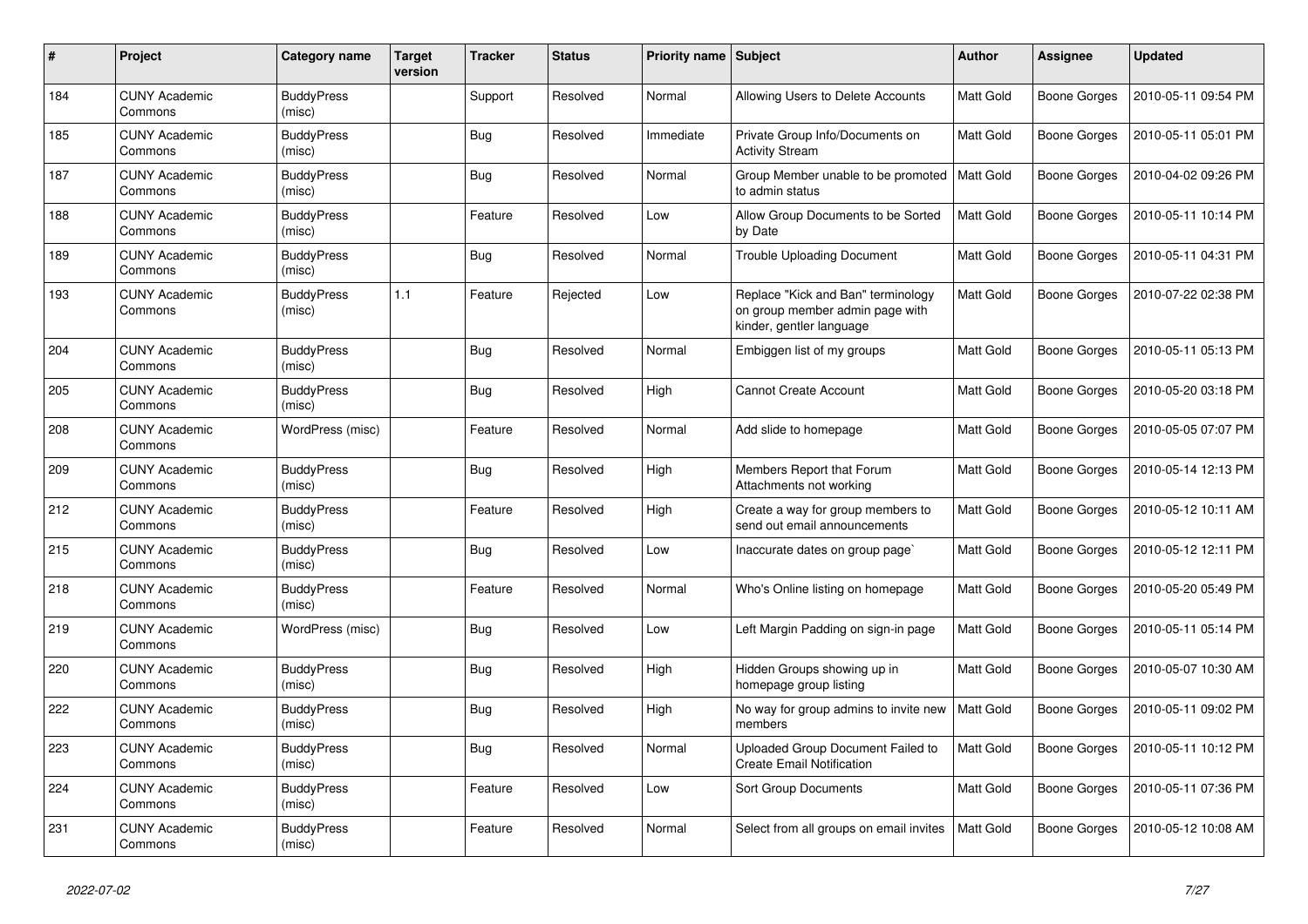| # | Project | Category name | Target version | Tracker | Status | Priority name | Subject | Author | Assignee | Updated |
|---|---|---|---|---|---|---|---|---|---|---|
| 184 | CUNY Academic Commons | BuddyPress (misc) | | Support | Resolved | Normal | Allowing Users to Delete Accounts | Matt Gold | Boone Gorges | 2010-05-11 09:54 PM |
| 185 | CUNY Academic Commons | BuddyPress (misc) | | Bug | Resolved | Immediate | Private Group Info/Documents on Activity Stream | Matt Gold | Boone Gorges | 2010-05-11 05:01 PM |
| 187 | CUNY Academic Commons | BuddyPress (misc) | | Bug | Resolved | Normal | Group Member unable to be promoted to admin status | Matt Gold | Boone Gorges | 2010-04-02 09:26 PM |
| 188 | CUNY Academic Commons | BuddyPress (misc) | | Feature | Resolved | Low | Allow Group Documents to be Sorted by Date | Matt Gold | Boone Gorges | 2010-05-11 10:14 PM |
| 189 | CUNY Academic Commons | BuddyPress (misc) | | Bug | Resolved | Normal | Trouble Uploading Document | Matt Gold | Boone Gorges | 2010-05-11 04:31 PM |
| 193 | CUNY Academic Commons | BuddyPress (misc) | 1.1 | Feature | Rejected | Low | Replace "Kick and Ban" terminology on group member admin page with kinder, gentler language | Matt Gold | Boone Gorges | 2010-07-22 02:38 PM |
| 204 | CUNY Academic Commons | BuddyPress (misc) | | Bug | Resolved | Normal | Embiggen list of my groups | Matt Gold | Boone Gorges | 2010-05-11 05:13 PM |
| 205 | CUNY Academic Commons | BuddyPress (misc) | | Bug | Resolved | High | Cannot Create Account | Matt Gold | Boone Gorges | 2010-05-20 03:18 PM |
| 208 | CUNY Academic Commons | WordPress (misc) | | Feature | Resolved | Normal | Add slide to homepage | Matt Gold | Boone Gorges | 2010-05-05 07:07 PM |
| 209 | CUNY Academic Commons | BuddyPress (misc) | | Bug | Resolved | High | Members Report that Forum Attachments not working | Matt Gold | Boone Gorges | 2010-05-14 12:13 PM |
| 212 | CUNY Academic Commons | BuddyPress (misc) | | Feature | Resolved | High | Create a way for group members to send out email announcements | Matt Gold | Boone Gorges | 2010-05-12 10:11 AM |
| 215 | CUNY Academic Commons | BuddyPress (misc) | | Bug | Resolved | Low | Inaccurate dates on group page` | Matt Gold | Boone Gorges | 2010-05-12 12:11 PM |
| 218 | CUNY Academic Commons | BuddyPress (misc) | | Feature | Resolved | Normal | Who's Online listing on homepage | Matt Gold | Boone Gorges | 2010-05-20 05:49 PM |
| 219 | CUNY Academic Commons | WordPress (misc) | | Bug | Resolved | Low | Left Margin Padding on sign-in page | Matt Gold | Boone Gorges | 2010-05-11 05:14 PM |
| 220 | CUNY Academic Commons | BuddyPress (misc) | | Bug | Resolved | High | Hidden Groups showing up in homepage group listing | Matt Gold | Boone Gorges | 2010-05-07 10:30 AM |
| 222 | CUNY Academic Commons | BuddyPress (misc) | | Bug | Resolved | High | No way for group admins to invite new members | Matt Gold | Boone Gorges | 2010-05-11 09:02 PM |
| 223 | CUNY Academic Commons | BuddyPress (misc) | | Bug | Resolved | Normal | Uploaded Group Document Failed to Create Email Notification | Matt Gold | Boone Gorges | 2010-05-11 10:12 PM |
| 224 | CUNY Academic Commons | BuddyPress (misc) | | Feature | Resolved | Low | Sort Group Documents | Matt Gold | Boone Gorges | 2010-05-11 07:36 PM |
| 231 | CUNY Academic Commons | BuddyPress (misc) | | Feature | Resolved | Normal | Select from all groups on email invites | Matt Gold | Boone Gorges | 2010-05-12 10:08 AM |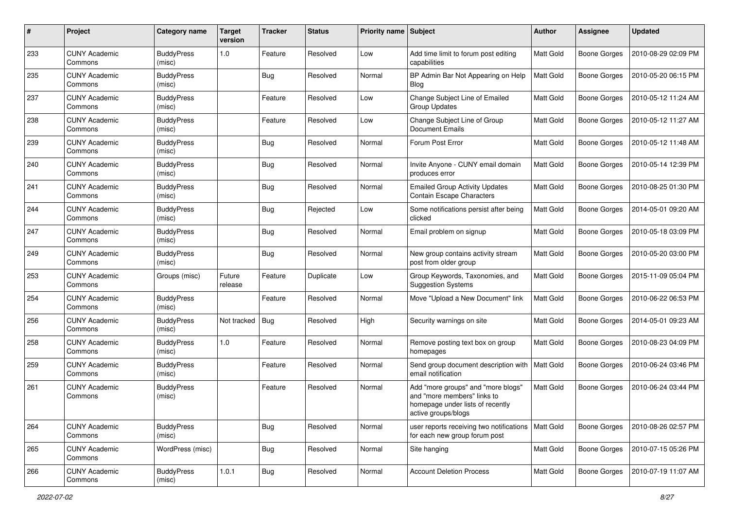| # | Project | Category name | Target version | Tracker | Status | Priority name | Subject | Author | Assignee | Updated |
|---|---|---|---|---|---|---|---|---|---|---|
| 233 | CUNY Academic Commons | BuddyPress (misc) | 1.0 | Feature | Resolved | Low | Add time limit to forum post editing capabilities | Matt Gold | Boone Gorges | 2010-08-29 02:09 PM |
| 235 | CUNY Academic Commons | BuddyPress (misc) | | Bug | Resolved | Normal | BP Admin Bar Not Appearing on Help Blog | Matt Gold | Boone Gorges | 2010-05-20 06:15 PM |
| 237 | CUNY Academic Commons | BuddyPress (misc) | | Feature | Resolved | Low | Change Subject Line of Emailed Group Updates | Matt Gold | Boone Gorges | 2010-05-12 11:24 AM |
| 238 | CUNY Academic Commons | BuddyPress (misc) | | Feature | Resolved | Low | Change Subject Line of Group Document Emails | Matt Gold | Boone Gorges | 2010-05-12 11:27 AM |
| 239 | CUNY Academic Commons | BuddyPress (misc) | | Bug | Resolved | Normal | Forum Post Error | Matt Gold | Boone Gorges | 2010-05-12 11:48 AM |
| 240 | CUNY Academic Commons | BuddyPress (misc) | | Bug | Resolved | Normal | Invite Anyone - CUNY email domain produces error | Matt Gold | Boone Gorges | 2010-05-14 12:39 PM |
| 241 | CUNY Academic Commons | BuddyPress (misc) | | Bug | Resolved | Normal | Emailed Group Activity Updates Contain Escape Characters | Matt Gold | Boone Gorges | 2010-08-25 01:30 PM |
| 244 | CUNY Academic Commons | BuddyPress (misc) | | Bug | Rejected | Low | Some notifications persist after being clicked | Matt Gold | Boone Gorges | 2014-05-01 09:20 AM |
| 247 | CUNY Academic Commons | BuddyPress (misc) | | Bug | Resolved | Normal | Email problem on signup | Matt Gold | Boone Gorges | 2010-05-18 03:09 PM |
| 249 | CUNY Academic Commons | BuddyPress (misc) | | Bug | Resolved | Normal | New group contains activity stream post from older group | Matt Gold | Boone Gorges | 2010-05-20 03:00 PM |
| 253 | CUNY Academic Commons | Groups (misc) | Future release | Feature | Duplicate | Low | Group Keywords, Taxonomies, and Suggestion Systems | Matt Gold | Boone Gorges | 2015-11-09 05:04 PM |
| 254 | CUNY Academic Commons | BuddyPress (misc) | | Feature | Resolved | Normal | Move "Upload a New Document" link | Matt Gold | Boone Gorges | 2010-06-22 06:53 PM |
| 256 | CUNY Academic Commons | BuddyPress (misc) | Not tracked | Bug | Resolved | High | Security warnings on site | Matt Gold | Boone Gorges | 2014-05-01 09:23 AM |
| 258 | CUNY Academic Commons | BuddyPress (misc) | 1.0 | Feature | Resolved | Normal | Remove posting text box on group homepages | Matt Gold | Boone Gorges | 2010-08-23 04:09 PM |
| 259 | CUNY Academic Commons | BuddyPress (misc) | | Feature | Resolved | Normal | Send group document description with email notification | Matt Gold | Boone Gorges | 2010-06-24 03:46 PM |
| 261 | CUNY Academic Commons | BuddyPress (misc) | | Feature | Resolved | Normal | Add "more groups" and "more blogs" and "more members" links to homepage under lists of recently active groups/blogs | Matt Gold | Boone Gorges | 2010-06-24 03:44 PM |
| 264 | CUNY Academic Commons | BuddyPress (misc) | | Bug | Resolved | Normal | user reports receiving two notifications for each new group forum post | Matt Gold | Boone Gorges | 2010-08-26 02:57 PM |
| 265 | CUNY Academic Commons | WordPress (misc) | | Bug | Resolved | Normal | Site hanging | Matt Gold | Boone Gorges | 2010-07-15 05:26 PM |
| 266 | CUNY Academic Commons | BuddyPress (misc) | 1.0.1 | Bug | Resolved | Normal | Account Deletion Process | Matt Gold | Boone Gorges | 2010-07-19 11:07 AM |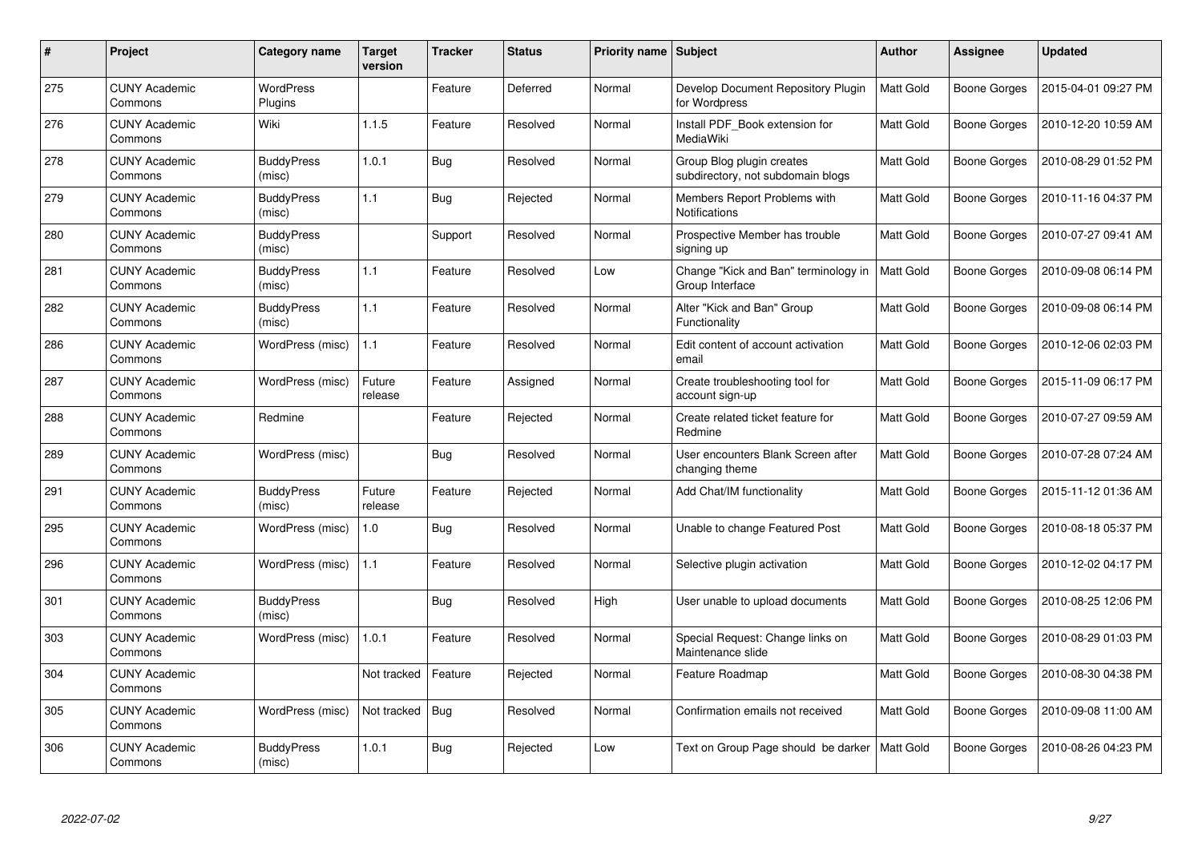| # | Project | Category name | Target version | Tracker | Status | Priority name | Subject | Author | Assignee | Updated |
|---|---|---|---|---|---|---|---|---|---|---|
| 275 | CUNY Academic Commons | WordPress Plugins | | Feature | Deferred | Normal | Develop Document Repository Plugin for Wordpress | Matt Gold | Boone Gorges | 2015-04-01 09:27 PM |
| 276 | CUNY Academic Commons | Wiki | 1.1.5 | Feature | Resolved | Normal | Install PDF_Book extension for MediaWiki | Matt Gold | Boone Gorges | 2010-12-20 10:59 AM |
| 278 | CUNY Academic Commons | BuddyPress (misc) | 1.0.1 | Bug | Resolved | Normal | Group Blog plugin creates subdirectory, not subdomain blogs | Matt Gold | Boone Gorges | 2010-08-29 01:52 PM |
| 279 | CUNY Academic Commons | BuddyPress (misc) | 1.1 | Bug | Rejected | Normal | Members Report Problems with Notifications | Matt Gold | Boone Gorges | 2010-11-16 04:37 PM |
| 280 | CUNY Academic Commons | BuddyPress (misc) | | Support | Resolved | Normal | Prospective Member has trouble signing up | Matt Gold | Boone Gorges | 2010-07-27 09:41 AM |
| 281 | CUNY Academic Commons | BuddyPress (misc) | 1.1 | Feature | Resolved | Low | Change "Kick and Ban" terminology in Group Interface | Matt Gold | Boone Gorges | 2010-09-08 06:14 PM |
| 282 | CUNY Academic Commons | BuddyPress (misc) | 1.1 | Feature | Resolved | Normal | Alter "Kick and Ban" Group Functionality | Matt Gold | Boone Gorges | 2010-09-08 06:14 PM |
| 286 | CUNY Academic Commons | WordPress (misc) | 1.1 | Feature | Resolved | Normal | Edit content of account activation email | Matt Gold | Boone Gorges | 2010-12-06 02:03 PM |
| 287 | CUNY Academic Commons | WordPress (misc) | Future release | Feature | Assigned | Normal | Create troubleshooting tool for account sign-up | Matt Gold | Boone Gorges | 2015-11-09 06:17 PM |
| 288 | CUNY Academic Commons | Redmine | | Feature | Rejected | Normal | Create related ticket feature for Redmine | Matt Gold | Boone Gorges | 2010-07-27 09:59 AM |
| 289 | CUNY Academic Commons | WordPress (misc) | | Bug | Resolved | Normal | User encounters Blank Screen after changing theme | Matt Gold | Boone Gorges | 2010-07-28 07:24 AM |
| 291 | CUNY Academic Commons | BuddyPress (misc) | Future release | Feature | Rejected | Normal | Add Chat/IM functionality | Matt Gold | Boone Gorges | 2015-11-12 01:36 AM |
| 295 | CUNY Academic Commons | WordPress (misc) | 1.0 | Bug | Resolved | Normal | Unable to change Featured Post | Matt Gold | Boone Gorges | 2010-08-18 05:37 PM |
| 296 | CUNY Academic Commons | WordPress (misc) | 1.1 | Feature | Resolved | Normal | Selective plugin activation | Matt Gold | Boone Gorges | 2010-12-02 04:17 PM |
| 301 | CUNY Academic Commons | BuddyPress (misc) | | Bug | Resolved | High | User unable to upload documents | Matt Gold | Boone Gorges | 2010-08-25 12:06 PM |
| 303 | CUNY Academic Commons | WordPress (misc) | 1.0.1 | Feature | Resolved | Normal | Special Request: Change links on Maintenance slide | Matt Gold | Boone Gorges | 2010-08-29 01:03 PM |
| 304 | CUNY Academic Commons | | Not tracked | Feature | Rejected | Normal | Feature Roadmap | Matt Gold | Boone Gorges | 2010-08-30 04:38 PM |
| 305 | CUNY Academic Commons | WordPress (misc) | Not tracked | Bug | Resolved | Normal | Confirmation emails not received | Matt Gold | Boone Gorges | 2010-09-08 11:00 AM |
| 306 | CUNY Academic Commons | BuddyPress (misc) | 1.0.1 | Bug | Rejected | Low | Text on Group Page should be darker | Matt Gold | Boone Gorges | 2010-08-26 04:23 PM |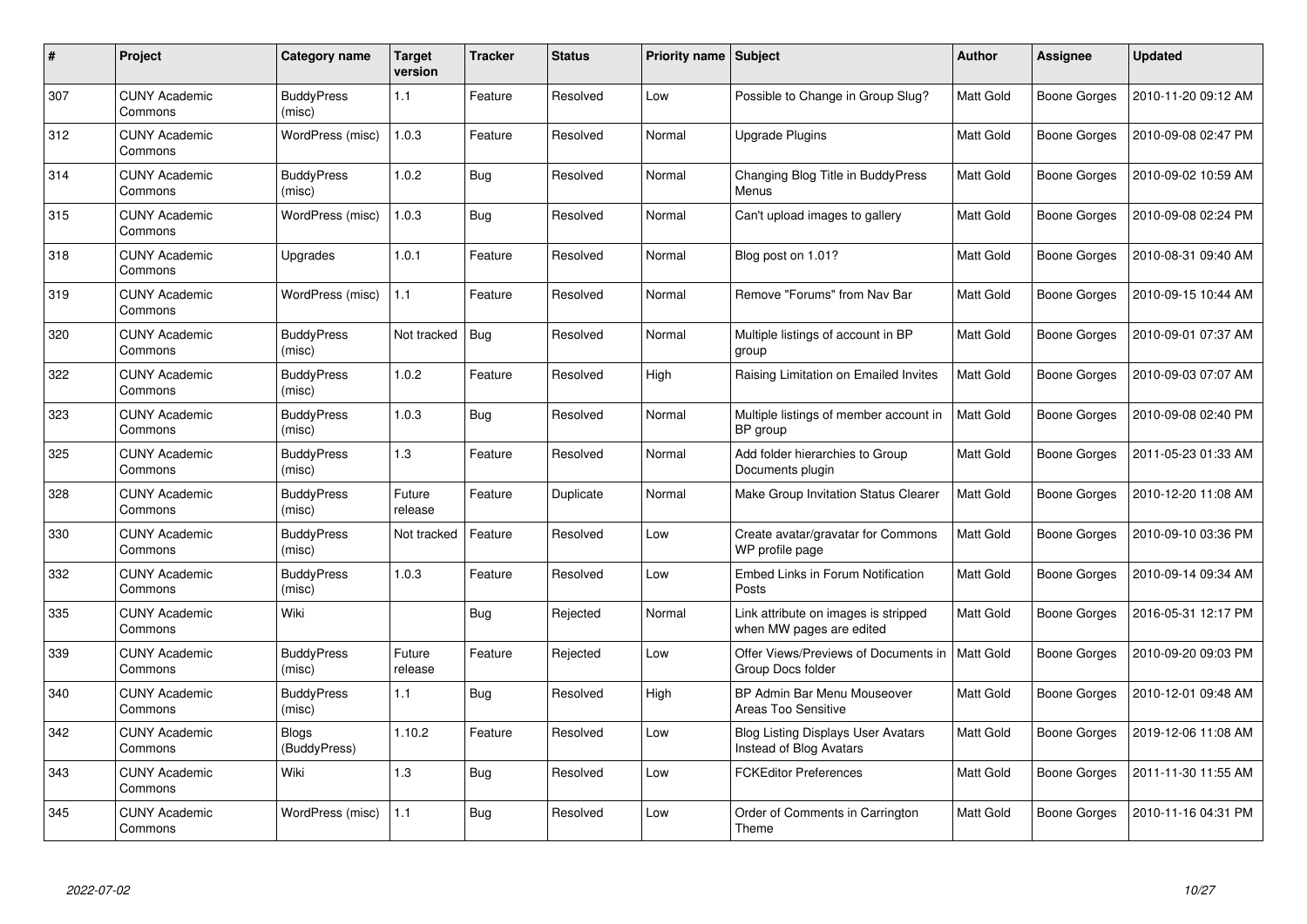| # | Project | Category name | Target version | Tracker | Status | Priority name | Subject | Author | Assignee | Updated |
|---|---|---|---|---|---|---|---|---|---|---|
| 307 | CUNY Academic Commons | BuddyPress (misc) | 1.1 | Feature | Resolved | Low | Possible to Change in Group Slug? | Matt Gold | Boone Gorges | 2010-11-20 09:12 AM |
| 312 | CUNY Academic Commons | WordPress (misc) | 1.0.3 | Feature | Resolved | Normal | Upgrade Plugins | Matt Gold | Boone Gorges | 2010-09-08 02:47 PM |
| 314 | CUNY Academic Commons | BuddyPress (misc) | 1.0.2 | Bug | Resolved | Normal | Changing Blog Title in BuddyPress Menus | Matt Gold | Boone Gorges | 2010-09-02 10:59 AM |
| 315 | CUNY Academic Commons | WordPress (misc) | 1.0.3 | Bug | Resolved | Normal | Can't upload images to gallery | Matt Gold | Boone Gorges | 2010-09-08 02:24 PM |
| 318 | CUNY Academic Commons | Upgrades | 1.0.1 | Feature | Resolved | Normal | Blog post on 1.01? | Matt Gold | Boone Gorges | 2010-08-31 09:40 AM |
| 319 | CUNY Academic Commons | WordPress (misc) | 1.1 | Feature | Resolved | Normal | Remove "Forums" from Nav Bar | Matt Gold | Boone Gorges | 2010-09-15 10:44 AM |
| 320 | CUNY Academic Commons | BuddyPress (misc) | Not tracked | Bug | Resolved | Normal | Multiple listings of account in BP group | Matt Gold | Boone Gorges | 2010-09-01 07:37 AM |
| 322 | CUNY Academic Commons | BuddyPress (misc) | 1.0.2 | Feature | Resolved | High | Raising Limitation on Emailed Invites | Matt Gold | Boone Gorges | 2010-09-03 07:07 AM |
| 323 | CUNY Academic Commons | BuddyPress (misc) | 1.0.3 | Bug | Resolved | Normal | Multiple listings of member account in BP group | Matt Gold | Boone Gorges | 2010-09-08 02:40 PM |
| 325 | CUNY Academic Commons | BuddyPress (misc) | 1.3 | Feature | Resolved | Normal | Add folder hierarchies to Group Documents plugin | Matt Gold | Boone Gorges | 2011-05-23 01:33 AM |
| 328 | CUNY Academic Commons | BuddyPress (misc) | Future release | Feature | Duplicate | Normal | Make Group Invitation Status Clearer | Matt Gold | Boone Gorges | 2010-12-20 11:08 AM |
| 330 | CUNY Academic Commons | BuddyPress (misc) | Not tracked | Feature | Resolved | Low | Create avatar/gravatar for Commons WP profile page | Matt Gold | Boone Gorges | 2010-09-10 03:36 PM |
| 332 | CUNY Academic Commons | BuddyPress (misc) | 1.0.3 | Feature | Resolved | Low | Embed Links in Forum Notification Posts | Matt Gold | Boone Gorges | 2010-09-14 09:34 AM |
| 335 | CUNY Academic Commons | Wiki | | Bug | Rejected | Normal | Link attribute on images is stripped when MW pages are edited | Matt Gold | Boone Gorges | 2016-05-31 12:17 PM |
| 339 | CUNY Academic Commons | BuddyPress (misc) | Future release | Feature | Rejected | Low | Offer Views/Previews of Documents in Group Docs folder | Matt Gold | Boone Gorges | 2010-09-20 09:03 PM |
| 340 | CUNY Academic Commons | BuddyPress (misc) | 1.1 | Bug | Resolved | High | BP Admin Bar Menu Mouseover Areas Too Sensitive | Matt Gold | Boone Gorges | 2010-12-01 09:48 AM |
| 342 | CUNY Academic Commons | Blogs (BuddyPress) | 1.10.2 | Feature | Resolved | Low | Blog Listing Displays User Avatars Instead of Blog Avatars | Matt Gold | Boone Gorges | 2019-12-06 11:08 AM |
| 343 | CUNY Academic Commons | Wiki | 1.3 | Bug | Resolved | Low | FCKEditor Preferences | Matt Gold | Boone Gorges | 2011-11-30 11:55 AM |
| 345 | CUNY Academic Commons | WordPress (misc) | 1.1 | Bug | Resolved | Low | Order of Comments in Carrington Theme | Matt Gold | Boone Gorges | 2010-11-16 04:31 PM |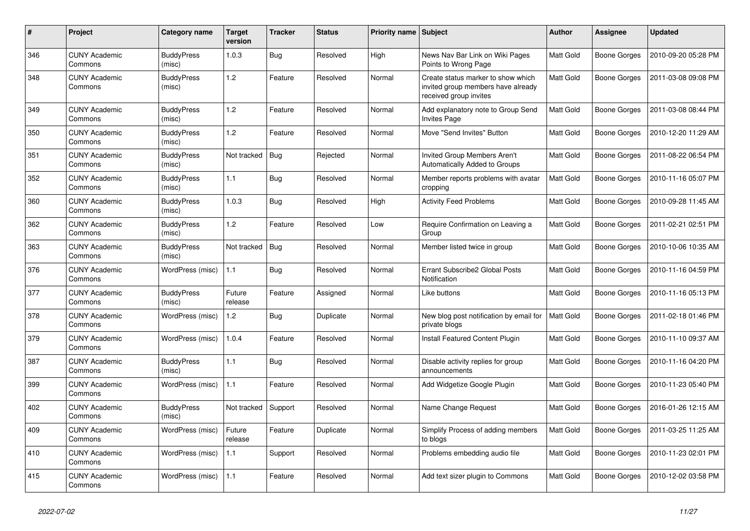| # | Project | Category name | Target version | Tracker | Status | Priority name | Subject | Author | Assignee | Updated |
|---|---|---|---|---|---|---|---|---|---|---|
| 346 | CUNY Academic Commons | BuddyPress (misc) | 1.0.3 | Bug | Resolved | High | News Nav Bar Link on Wiki Pages Points to Wrong Page | Matt Gold | Boone Gorges | 2010-09-20 05:28 PM |
| 348 | CUNY Academic Commons | BuddyPress (misc) | 1.2 | Feature | Resolved | Normal | Create status marker to show which invited group members have already received group invites | Matt Gold | Boone Gorges | 2011-03-08 09:08 PM |
| 349 | CUNY Academic Commons | BuddyPress (misc) | 1.2 | Feature | Resolved | Normal | Add explanatory note to Group Send Invites Page | Matt Gold | Boone Gorges | 2011-03-08 08:44 PM |
| 350 | CUNY Academic Commons | BuddyPress (misc) | 1.2 | Feature | Resolved | Normal | Move "Send Invites" Button | Matt Gold | Boone Gorges | 2010-12-20 11:29 AM |
| 351 | CUNY Academic Commons | BuddyPress (misc) | Not tracked | Bug | Rejected | Normal | Invited Group Members Aren't Automatically Added to Groups | Matt Gold | Boone Gorges | 2011-08-22 06:54 PM |
| 352 | CUNY Academic Commons | BuddyPress (misc) | 1.1 | Bug | Resolved | Normal | Member reports problems with avatar cropping | Matt Gold | Boone Gorges | 2010-11-16 05:07 PM |
| 360 | CUNY Academic Commons | BuddyPress (misc) | 1.0.3 | Bug | Resolved | High | Activity Feed Problems | Matt Gold | Boone Gorges | 2010-09-28 11:45 AM |
| 362 | CUNY Academic Commons | BuddyPress (misc) | 1.2 | Feature | Resolved | Low | Require Confirmation on Leaving a Group | Matt Gold | Boone Gorges | 2011-02-21 02:51 PM |
| 363 | CUNY Academic Commons | BuddyPress (misc) | Not tracked | Bug | Resolved | Normal | Member listed twice in group | Matt Gold | Boone Gorges | 2010-10-06 10:35 AM |
| 376 | CUNY Academic Commons | WordPress (misc) | 1.1 | Bug | Resolved | Normal | Errant Subscribe2 Global Posts Notification | Matt Gold | Boone Gorges | 2010-11-16 04:59 PM |
| 377 | CUNY Academic Commons | BuddyPress (misc) | Future release | Feature | Assigned | Normal | Like buttons | Matt Gold | Boone Gorges | 2010-11-16 05:13 PM |
| 378 | CUNY Academic Commons | WordPress (misc) | 1.2 | Bug | Duplicate | Normal | New blog post notification by email for private blogs | Matt Gold | Boone Gorges | 2011-02-18 01:46 PM |
| 379 | CUNY Academic Commons | WordPress (misc) | 1.0.4 | Feature | Resolved | Normal | Install Featured Content Plugin | Matt Gold | Boone Gorges | 2010-11-10 09:37 AM |
| 387 | CUNY Academic Commons | BuddyPress (misc) | 1.1 | Bug | Resolved | Normal | Disable activity replies for group announcements | Matt Gold | Boone Gorges | 2010-11-16 04:20 PM |
| 399 | CUNY Academic Commons | WordPress (misc) | 1.1 | Feature | Resolved | Normal | Add Widgetize Google Plugin | Matt Gold | Boone Gorges | 2010-11-23 05:40 PM |
| 402 | CUNY Academic Commons | BuddyPress (misc) | Not tracked | Support | Resolved | Normal | Name Change Request | Matt Gold | Boone Gorges | 2016-01-26 12:15 AM |
| 409 | CUNY Academic Commons | WordPress (misc) | Future release | Feature | Duplicate | Normal | Simplify Process of adding members to blogs | Matt Gold | Boone Gorges | 2011-03-25 11:25 AM |
| 410 | CUNY Academic Commons | WordPress (misc) | 1.1 | Support | Resolved | Normal | Problems embedding audio file | Matt Gold | Boone Gorges | 2010-11-23 02:01 PM |
| 415 | CUNY Academic Commons | WordPress (misc) | 1.1 | Feature | Resolved | Normal | Add text sizer plugin to Commons | Matt Gold | Boone Gorges | 2010-12-02 03:58 PM |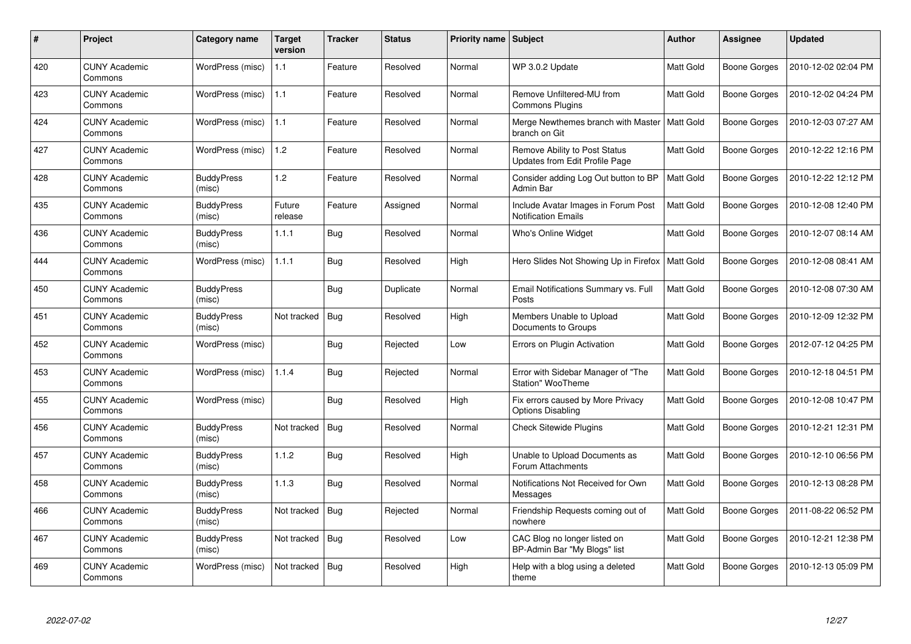| # | Project | Category name | Target version | Tracker | Status | Priority name | Subject | Author | Assignee | Updated |
|---|---|---|---|---|---|---|---|---|---|---|
| 420 | CUNY Academic Commons | WordPress (misc) | 1.1 | Feature | Resolved | Normal | WP 3.0.2 Update | Matt Gold | Boone Gorges | 2010-12-02 02:04 PM |
| 423 | CUNY Academic Commons | WordPress (misc) | 1.1 | Feature | Resolved | Normal | Remove Unfiltered-MU from Commons Plugins | Matt Gold | Boone Gorges | 2010-12-02 04:24 PM |
| 424 | CUNY Academic Commons | WordPress (misc) | 1.1 | Feature | Resolved | Normal | Merge Newthemes branch with Master branch on Git | Matt Gold | Boone Gorges | 2010-12-03 07:27 AM |
| 427 | CUNY Academic Commons | WordPress (misc) | 1.2 | Feature | Resolved | Normal | Remove Ability to Post Status Updates from Edit Profile Page | Matt Gold | Boone Gorges | 2010-12-22 12:16 PM |
| 428 | CUNY Academic Commons | BuddyPress (misc) | 1.2 | Feature | Resolved | Normal | Consider adding Log Out button to BP Admin Bar | Matt Gold | Boone Gorges | 2010-12-22 12:12 PM |
| 435 | CUNY Academic Commons | BuddyPress (misc) | Future release | Feature | Assigned | Normal | Include Avatar Images in Forum Post Notification Emails | Matt Gold | Boone Gorges | 2010-12-08 12:40 PM |
| 436 | CUNY Academic Commons | BuddyPress (misc) | 1.1.1 | Bug | Resolved | Normal | Who's Online Widget | Matt Gold | Boone Gorges | 2010-12-07 08:14 AM |
| 444 | CUNY Academic Commons | WordPress (misc) | 1.1.1 | Bug | Resolved | High | Hero Slides Not Showing Up in Firefox | Matt Gold | Boone Gorges | 2010-12-08 08:41 AM |
| 450 | CUNY Academic Commons | BuddyPress (misc) | | Bug | Duplicate | Normal | Email Notifications Summary vs. Full Posts | Matt Gold | Boone Gorges | 2010-12-08 07:30 AM |
| 451 | CUNY Academic Commons | BuddyPress (misc) | Not tracked | Bug | Resolved | High | Members Unable to Upload Documents to Groups | Matt Gold | Boone Gorges | 2010-12-09 12:32 PM |
| 452 | CUNY Academic Commons | WordPress (misc) | | Bug | Rejected | Low | Errors on Plugin Activation | Matt Gold | Boone Gorges | 2012-07-12 04:25 PM |
| 453 | CUNY Academic Commons | WordPress (misc) | 1.1.4 | Bug | Rejected | Normal | Error with Sidebar Manager of "The Station" WooTheme | Matt Gold | Boone Gorges | 2010-12-18 04:51 PM |
| 455 | CUNY Academic Commons | WordPress (misc) | | Bug | Resolved | High | Fix errors caused by More Privacy Options Disabling | Matt Gold | Boone Gorges | 2010-12-08 10:47 PM |
| 456 | CUNY Academic Commons | BuddyPress (misc) | Not tracked | Bug | Resolved | Normal | Check Sitewide Plugins | Matt Gold | Boone Gorges | 2010-12-21 12:31 PM |
| 457 | CUNY Academic Commons | BuddyPress (misc) | 1.1.2 | Bug | Resolved | High | Unable to Upload Documents as Forum Attachments | Matt Gold | Boone Gorges | 2010-12-10 06:56 PM |
| 458 | CUNY Academic Commons | BuddyPress (misc) | 1.1.3 | Bug | Resolved | Normal | Notifications Not Received for Own Messages | Matt Gold | Boone Gorges | 2010-12-13 08:28 PM |
| 466 | CUNY Academic Commons | BuddyPress (misc) | Not tracked | Bug | Rejected | Normal | Friendship Requests coming out of nowhere | Matt Gold | Boone Gorges | 2011-08-22 06:52 PM |
| 467 | CUNY Academic Commons | BuddyPress (misc) | Not tracked | Bug | Resolved | Low | CAC Blog no longer listed on BP-Admin Bar "My Blogs" list | Matt Gold | Boone Gorges | 2010-12-21 12:38 PM |
| 469 | CUNY Academic Commons | WordPress (misc) | Not tracked | Bug | Resolved | High | Help with a blog using a deleted theme | Matt Gold | Boone Gorges | 2010-12-13 05:09 PM |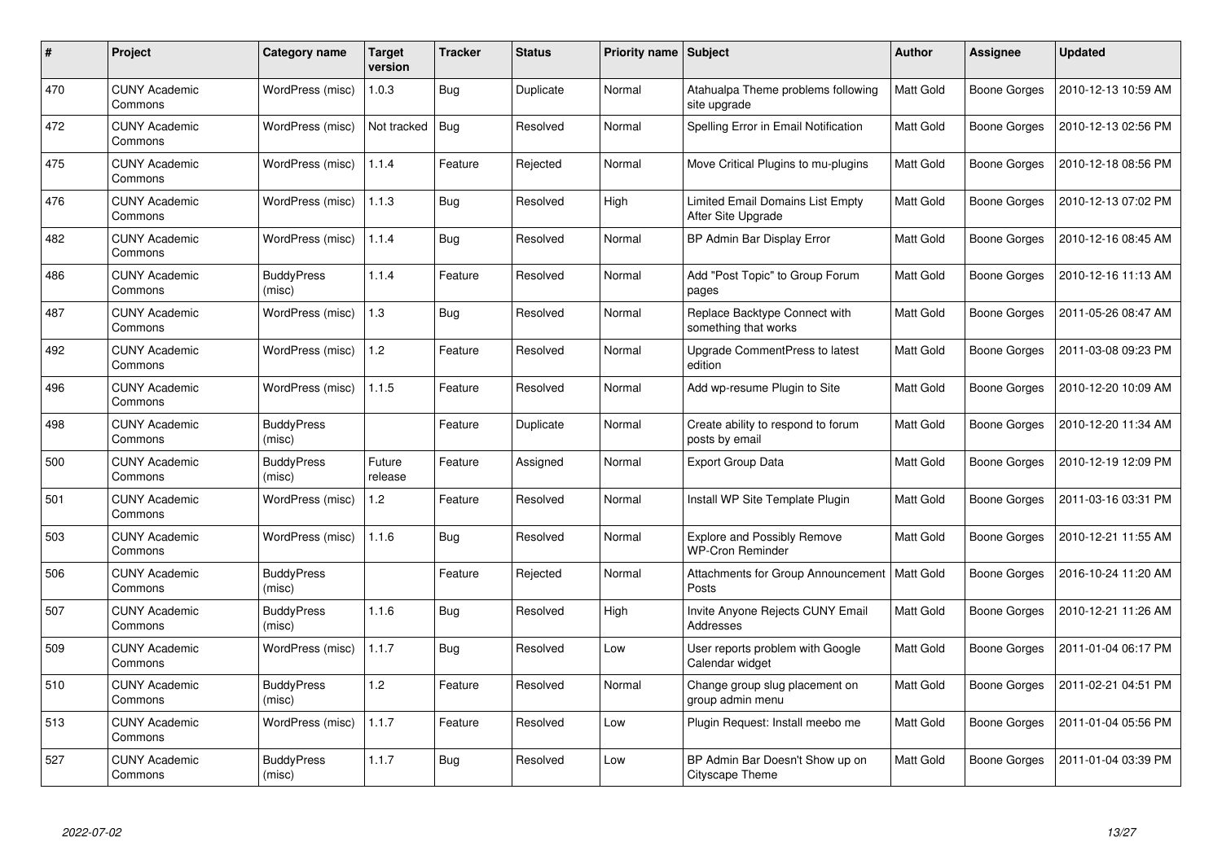| # | Project | Category name | Target version | Tracker | Status | Priority name | Subject | Author | Assignee | Updated |
|---|---|---|---|---|---|---|---|---|---|---|
| 470 | CUNY Academic Commons | WordPress (misc) | 1.0.3 | Bug | Duplicate | Normal | Atahualpa Theme problems following site upgrade | Matt Gold | Boone Gorges | 2010-12-13 10:59 AM |
| 472 | CUNY Academic Commons | WordPress (misc) | Not tracked | Bug | Resolved | Normal | Spelling Error in Email Notification | Matt Gold | Boone Gorges | 2010-12-13 02:56 PM |
| 475 | CUNY Academic Commons | WordPress (misc) | 1.1.4 | Feature | Rejected | Normal | Move Critical Plugins to mu-plugins | Matt Gold | Boone Gorges | 2010-12-18 08:56 PM |
| 476 | CUNY Academic Commons | WordPress (misc) | 1.1.3 | Bug | Resolved | High | Limited Email Domains List Empty After Site Upgrade | Matt Gold | Boone Gorges | 2010-12-13 07:02 PM |
| 482 | CUNY Academic Commons | WordPress (misc) | 1.1.4 | Bug | Resolved | Normal | BP Admin Bar Display Error | Matt Gold | Boone Gorges | 2010-12-16 08:45 AM |
| 486 | CUNY Academic Commons | BuddyPress (misc) | 1.1.4 | Feature | Resolved | Normal | Add "Post Topic" to Group Forum pages | Matt Gold | Boone Gorges | 2010-12-16 11:13 AM |
| 487 | CUNY Academic Commons | WordPress (misc) | 1.3 | Bug | Resolved | Normal | Replace Backtype Connect with something that works | Matt Gold | Boone Gorges | 2011-05-26 08:47 AM |
| 492 | CUNY Academic Commons | WordPress (misc) | 1.2 | Feature | Resolved | Normal | Upgrade CommentPress to latest edition | Matt Gold | Boone Gorges | 2011-03-08 09:23 PM |
| 496 | CUNY Academic Commons | WordPress (misc) | 1.1.5 | Feature | Resolved | Normal | Add wp-resume Plugin to Site | Matt Gold | Boone Gorges | 2010-12-20 10:09 AM |
| 498 | CUNY Academic Commons | BuddyPress (misc) | | Feature | Duplicate | Normal | Create ability to respond to forum posts by email | Matt Gold | Boone Gorges | 2010-12-20 11:34 AM |
| 500 | CUNY Academic Commons | BuddyPress (misc) | Future release | Feature | Assigned | Normal | Export Group Data | Matt Gold | Boone Gorges | 2010-12-19 12:09 PM |
| 501 | CUNY Academic Commons | WordPress (misc) | 1.2 | Feature | Resolved | Normal | Install WP Site Template Plugin | Matt Gold | Boone Gorges | 2011-03-16 03:31 PM |
| 503 | CUNY Academic Commons | WordPress (misc) | 1.1.6 | Bug | Resolved | Normal | Explore and Possibly Remove WP-Cron Reminder | Matt Gold | Boone Gorges | 2010-12-21 11:55 AM |
| 506 | CUNY Academic Commons | BuddyPress (misc) | | Feature | Rejected | Normal | Attachments for Group Announcement Posts | Matt Gold | Boone Gorges | 2016-10-24 11:20 AM |
| 507 | CUNY Academic Commons | BuddyPress (misc) | 1.1.6 | Bug | Resolved | High | Invite Anyone Rejects CUNY Email Addresses | Matt Gold | Boone Gorges | 2010-12-21 11:26 AM |
| 509 | CUNY Academic Commons | WordPress (misc) | 1.1.7 | Bug | Resolved | Low | User reports problem with Google Calendar widget | Matt Gold | Boone Gorges | 2011-01-04 06:17 PM |
| 510 | CUNY Academic Commons | BuddyPress (misc) | 1.2 | Feature | Resolved | Normal | Change group slug placement on group admin menu | Matt Gold | Boone Gorges | 2011-02-21 04:51 PM |
| 513 | CUNY Academic Commons | WordPress (misc) | 1.1.7 | Feature | Resolved | Low | Plugin Request: Install meebo me | Matt Gold | Boone Gorges | 2011-01-04 05:56 PM |
| 527 | CUNY Academic Commons | BuddyPress (misc) | 1.1.7 | Bug | Resolved | Low | BP Admin Bar Doesn't Show up on Cityscape Theme | Matt Gold | Boone Gorges | 2011-01-04 03:39 PM |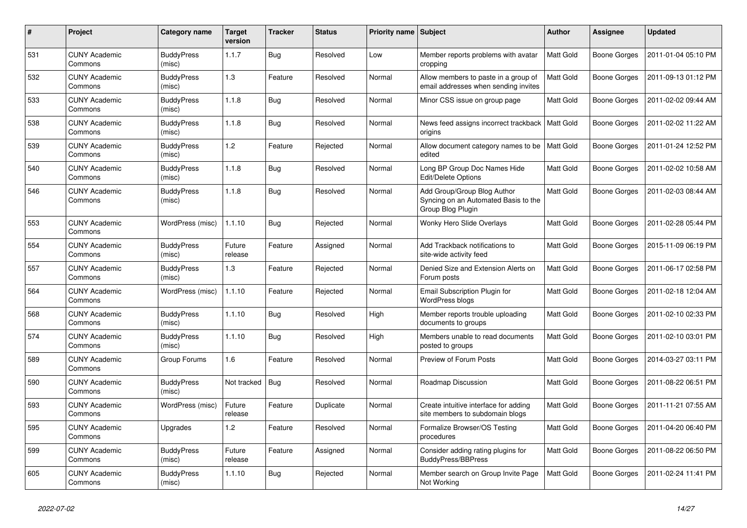| # | Project | Category name | Target version | Tracker | Status | Priority name | Subject | Author | Assignee | Updated |
|---|---|---|---|---|---|---|---|---|---|---|
| 531 | CUNY Academic Commons | BuddyPress (misc) | 1.1.7 | Bug | Resolved | Low | Member reports problems with avatar cropping | Matt Gold | Boone Gorges | 2011-01-04 05:10 PM |
| 532 | CUNY Academic Commons | BuddyPress (misc) | 1.3 | Feature | Resolved | Normal | Allow members to paste in a group of email addresses when sending invites | Matt Gold | Boone Gorges | 2011-09-13 01:12 PM |
| 533 | CUNY Academic Commons | BuddyPress (misc) | 1.1.8 | Bug | Resolved | Normal | Minor CSS issue on group page | Matt Gold | Boone Gorges | 2011-02-02 09:44 AM |
| 538 | CUNY Academic Commons | BuddyPress (misc) | 1.1.8 | Bug | Resolved | Normal | News feed assigns incorrect trackback origins | Matt Gold | Boone Gorges | 2011-02-02 11:22 AM |
| 539 | CUNY Academic Commons | BuddyPress (misc) | 1.2 | Feature | Rejected | Normal | Allow document category names to be edited | Matt Gold | Boone Gorges | 2011-01-24 12:52 PM |
| 540 | CUNY Academic Commons | BuddyPress (misc) | 1.1.8 | Bug | Resolved | Normal | Long BP Group Doc Names Hide Edit/Delete Options | Matt Gold | Boone Gorges | 2011-02-02 10:58 AM |
| 546 | CUNY Academic Commons | BuddyPress (misc) | 1.1.8 | Bug | Resolved | Normal | Add Group/Group Blog Author Syncing on an Automated Basis to the Group Blog Plugin | Matt Gold | Boone Gorges | 2011-02-03 08:44 AM |
| 553 | CUNY Academic Commons | WordPress (misc) | 1.1.10 | Bug | Rejected | Normal | Wonky Hero Slide Overlays | Matt Gold | Boone Gorges | 2011-02-28 05:44 PM |
| 554 | CUNY Academic Commons | BuddyPress (misc) | Future release | Feature | Assigned | Normal | Add Trackback notifications to site-wide activity feed | Matt Gold | Boone Gorges | 2015-11-09 06:19 PM |
| 557 | CUNY Academic Commons | BuddyPress (misc) | 1.3 | Feature | Rejected | Normal | Denied Size and Extension Alerts on Forum posts | Matt Gold | Boone Gorges | 2011-06-17 02:58 PM |
| 564 | CUNY Academic Commons | WordPress (misc) | 1.1.10 | Feature | Rejected | Normal | Email Subscription Plugin for WordPress blogs | Matt Gold | Boone Gorges | 2011-02-18 12:04 AM |
| 568 | CUNY Academic Commons | BuddyPress (misc) | 1.1.10 | Bug | Resolved | High | Member reports trouble uploading documents to groups | Matt Gold | Boone Gorges | 2011-02-10 02:33 PM |
| 574 | CUNY Academic Commons | BuddyPress (misc) | 1.1.10 | Bug | Resolved | High | Members unable to read documents posted to groups | Matt Gold | Boone Gorges | 2011-02-10 03:01 PM |
| 589 | CUNY Academic Commons | Group Forums | 1.6 | Feature | Resolved | Normal | Preview of Forum Posts | Matt Gold | Boone Gorges | 2014-03-27 03:11 PM |
| 590 | CUNY Academic Commons | BuddyPress (misc) | Not tracked | Bug | Resolved | Normal | Roadmap Discussion | Matt Gold | Boone Gorges | 2011-08-22 06:51 PM |
| 593 | CUNY Academic Commons | WordPress (misc) | Future release | Feature | Duplicate | Normal | Create intuitive interface for adding site members to subdomain blogs | Matt Gold | Boone Gorges | 2011-11-21 07:55 AM |
| 595 | CUNY Academic Commons | Upgrades | 1.2 | Feature | Resolved | Normal | Formalize Browser/OS Testing procedures | Matt Gold | Boone Gorges | 2011-04-20 06:40 PM |
| 599 | CUNY Academic Commons | BuddyPress (misc) | Future release | Feature | Assigned | Normal | Consider adding rating plugins for BuddyPress/BBPress | Matt Gold | Boone Gorges | 2011-08-22 06:50 PM |
| 605 | CUNY Academic Commons | BuddyPress (misc) | 1.1.10 | Bug | Rejected | Normal | Member search on Group Invite Page Not Working | Matt Gold | Boone Gorges | 2011-02-24 11:41 PM |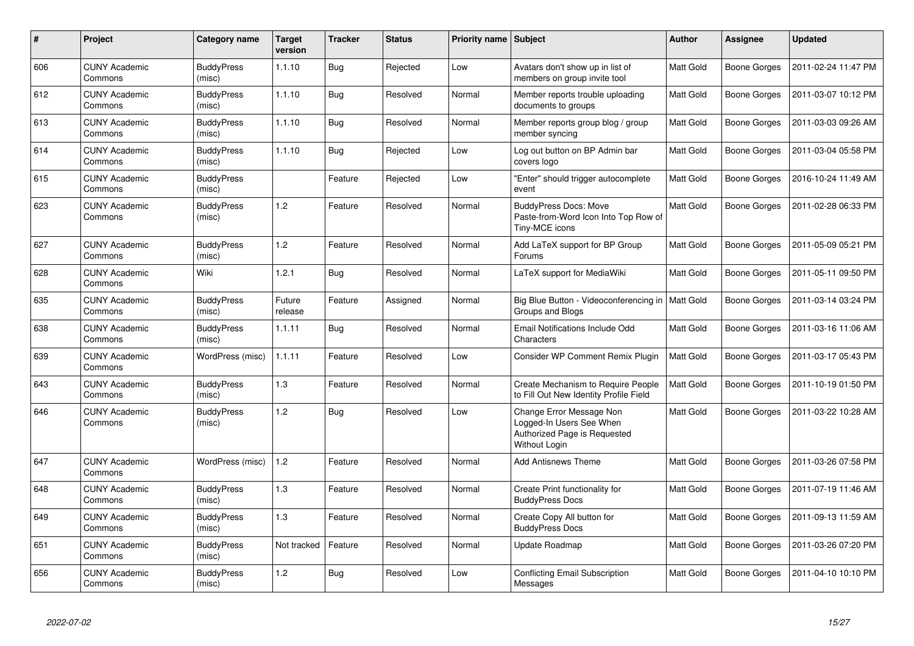| # | Project | Category name | Target version | Tracker | Status | Priority name | Subject | Author | Assignee | Updated |
|---|---|---|---|---|---|---|---|---|---|---|
| 606 | CUNY Academic Commons | BuddyPress (misc) | 1.1.10 | Bug | Rejected | Low | Avatars don't show up in list of members on group invite tool | Matt Gold | Boone Gorges | 2011-02-24 11:47 PM |
| 612 | CUNY Academic Commons | BuddyPress (misc) | 1.1.10 | Bug | Resolved | Normal | Member reports trouble uploading documents to groups | Matt Gold | Boone Gorges | 2011-03-07 10:12 PM |
| 613 | CUNY Academic Commons | BuddyPress (misc) | 1.1.10 | Bug | Resolved | Normal | Member reports group blog / group member syncing | Matt Gold | Boone Gorges | 2011-03-03 09:26 AM |
| 614 | CUNY Academic Commons | BuddyPress (misc) | 1.1.10 | Bug | Rejected | Low | Log out button on BP Admin bar covers logo | Matt Gold | Boone Gorges | 2011-03-04 05:58 PM |
| 615 | CUNY Academic Commons | BuddyPress (misc) | | Feature | Rejected | Low | "Enter" should trigger autocomplete event | Matt Gold | Boone Gorges | 2016-10-24 11:49 AM |
| 623 | CUNY Academic Commons | BuddyPress (misc) | 1.2 | Feature | Resolved | Normal | BuddyPress Docs: Move Paste-from-Word Icon Into Top Row of Tiny-MCE icons | Matt Gold | Boone Gorges | 2011-02-28 06:33 PM |
| 627 | CUNY Academic Commons | BuddyPress (misc) | 1.2 | Feature | Resolved | Normal | Add LaTeX support for BP Group Forums | Matt Gold | Boone Gorges | 2011-05-09 05:21 PM |
| 628 | CUNY Academic Commons | Wiki | 1.2.1 | Bug | Resolved | Normal | LaTeX support for MediaWiki | Matt Gold | Boone Gorges | 2011-05-11 09:50 PM |
| 635 | CUNY Academic Commons | BuddyPress (misc) | Future release | Feature | Assigned | Normal | Big Blue Button - Videoconferencing in Groups and Blogs | Matt Gold | Boone Gorges | 2011-03-14 03:24 PM |
| 638 | CUNY Academic Commons | BuddyPress (misc) | 1.1.11 | Bug | Resolved | Normal | Email Notifications Include Odd Characters | Matt Gold | Boone Gorges | 2011-03-16 11:06 AM |
| 639 | CUNY Academic Commons | WordPress (misc) | 1.1.11 | Feature | Resolved | Low | Consider WP Comment Remix Plugin | Matt Gold | Boone Gorges | 2011-03-17 05:43 PM |
| 643 | CUNY Academic Commons | BuddyPress (misc) | 1.3 | Feature | Resolved | Normal | Create Mechanism to Require People to Fill Out New Identity Profile Field | Matt Gold | Boone Gorges | 2011-10-19 01:50 PM |
| 646 | CUNY Academic Commons | BuddyPress (misc) | 1.2 | Bug | Resolved | Low | Change Error Message Non Logged-In Users See When Authorized Page is Requested Without Login | Matt Gold | Boone Gorges | 2011-03-22 10:28 AM |
| 647 | CUNY Academic Commons | WordPress (misc) | 1.2 | Feature | Resolved | Normal | Add Antisnews Theme | Matt Gold | Boone Gorges | 2011-03-26 07:58 PM |
| 648 | CUNY Academic Commons | BuddyPress (misc) | 1.3 | Feature | Resolved | Normal | Create Print functionality for BuddyPress Docs | Matt Gold | Boone Gorges | 2011-07-19 11:46 AM |
| 649 | CUNY Academic Commons | BuddyPress (misc) | 1.3 | Feature | Resolved | Normal | Create Copy All button for BuddyPress Docs | Matt Gold | Boone Gorges | 2011-09-13 11:59 AM |
| 651 | CUNY Academic Commons | BuddyPress (misc) | Not tracked | Feature | Resolved | Normal | Update Roadmap | Matt Gold | Boone Gorges | 2011-03-26 07:20 PM |
| 656 | CUNY Academic Commons | BuddyPress (misc) | 1.2 | Bug | Resolved | Low | Conflicting Email Subscription Messages | Matt Gold | Boone Gorges | 2011-04-10 10:10 PM |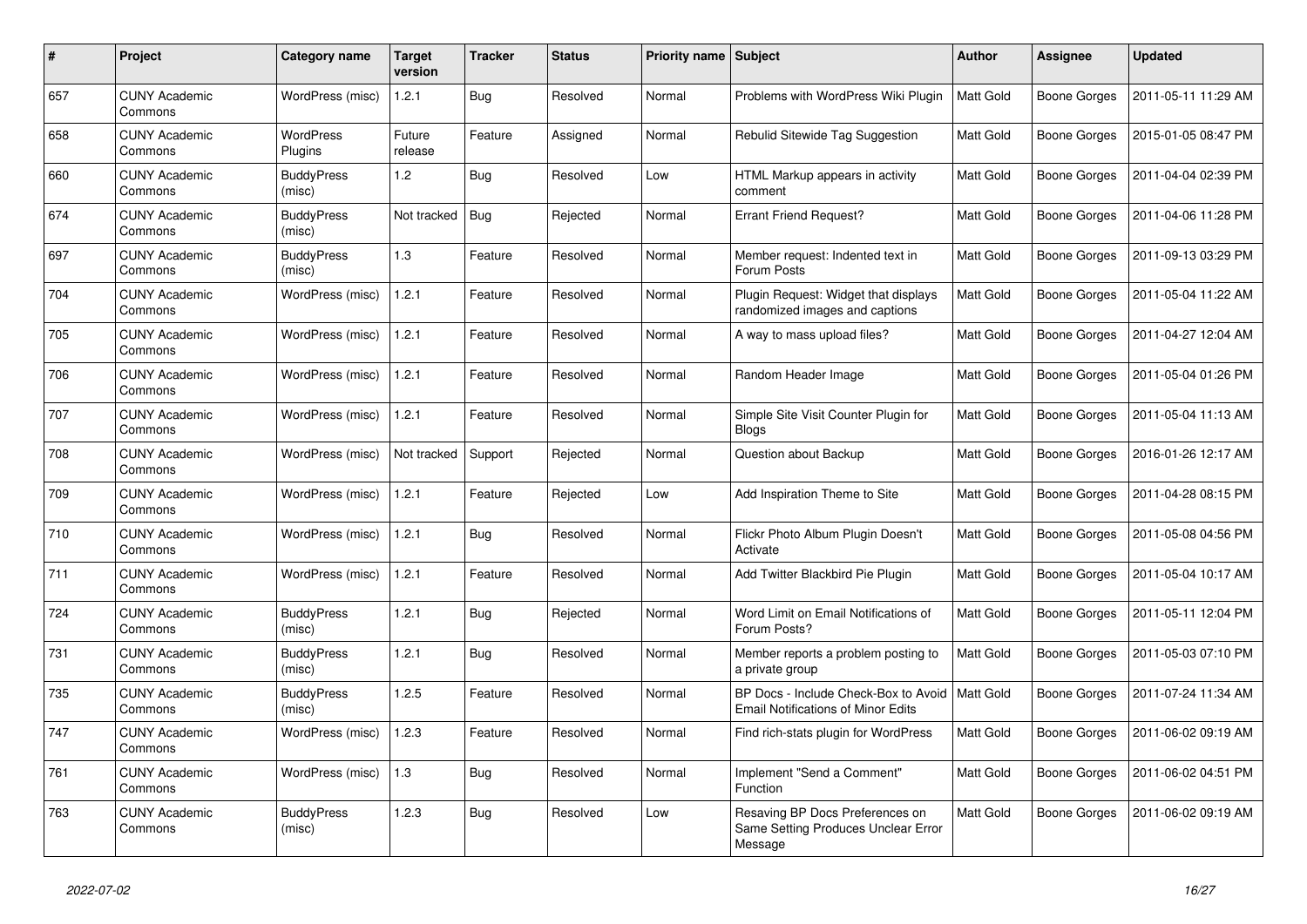| # | Project | Category name | Target version | Tracker | Status | Priority name | Subject | Author | Assignee | Updated |
|---|---|---|---|---|---|---|---|---|---|---|
| 657 | CUNY Academic Commons | WordPress (misc) | 1.2.1 | Bug | Resolved | Normal | Problems with WordPress Wiki Plugin | Matt Gold | Boone Gorges | 2011-05-11 11:29 AM |
| 658 | CUNY Academic Commons | WordPress Plugins | Future release | Feature | Assigned | Normal | Rebulid Sitewide Tag Suggestion | Matt Gold | Boone Gorges | 2015-01-05 08:47 PM |
| 660 | CUNY Academic Commons | BuddyPress (misc) | 1.2 | Bug | Resolved | Low | HTML Markup appears in activity comment | Matt Gold | Boone Gorges | 2011-04-04 02:39 PM |
| 674 | CUNY Academic Commons | BuddyPress (misc) | Not tracked | Bug | Rejected | Normal | Errant Friend Request? | Matt Gold | Boone Gorges | 2011-04-06 11:28 PM |
| 697 | CUNY Academic Commons | BuddyPress (misc) | 1.3 | Feature | Resolved | Normal | Member request: Indented text in Forum Posts | Matt Gold | Boone Gorges | 2011-09-13 03:29 PM |
| 704 | CUNY Academic Commons | WordPress (misc) | 1.2.1 | Feature | Resolved | Normal | Plugin Request: Widget that displays randomized images and captions | Matt Gold | Boone Gorges | 2011-05-04 11:22 AM |
| 705 | CUNY Academic Commons | WordPress (misc) | 1.2.1 | Feature | Resolved | Normal | A way to mass upload files? | Matt Gold | Boone Gorges | 2011-04-27 12:04 AM |
| 706 | CUNY Academic Commons | WordPress (misc) | 1.2.1 | Feature | Resolved | Normal | Random Header Image | Matt Gold | Boone Gorges | 2011-05-04 01:26 PM |
| 707 | CUNY Academic Commons | WordPress (misc) | 1.2.1 | Feature | Resolved | Normal | Simple Site Visit Counter Plugin for Blogs | Matt Gold | Boone Gorges | 2011-05-04 11:13 AM |
| 708 | CUNY Academic Commons | WordPress (misc) | Not tracked | Support | Rejected | Normal | Question about Backup | Matt Gold | Boone Gorges | 2016-01-26 12:17 AM |
| 709 | CUNY Academic Commons | WordPress (misc) | 1.2.1 | Feature | Rejected | Low | Add Inspiration Theme to Site | Matt Gold | Boone Gorges | 2011-04-28 08:15 PM |
| 710 | CUNY Academic Commons | WordPress (misc) | 1.2.1 | Bug | Resolved | Normal | Flickr Photo Album Plugin Doesn't Activate | Matt Gold | Boone Gorges | 2011-05-08 04:56 PM |
| 711 | CUNY Academic Commons | WordPress (misc) | 1.2.1 | Feature | Resolved | Normal | Add Twitter Blackbird Pie Plugin | Matt Gold | Boone Gorges | 2011-05-04 10:17 AM |
| 724 | CUNY Academic Commons | BuddyPress (misc) | 1.2.1 | Bug | Rejected | Normal | Word Limit on Email Notifications of Forum Posts? | Matt Gold | Boone Gorges | 2011-05-11 12:04 PM |
| 731 | CUNY Academic Commons | BuddyPress (misc) | 1.2.1 | Bug | Resolved | Normal | Member reports a problem posting to a private group | Matt Gold | Boone Gorges | 2011-05-03 07:10 PM |
| 735 | CUNY Academic Commons | BuddyPress (misc) | 1.2.5 | Feature | Resolved | Normal | BP Docs - Include Check-Box to Avoid Email Notifications of Minor Edits | Matt Gold | Boone Gorges | 2011-07-24 11:34 AM |
| 747 | CUNY Academic Commons | WordPress (misc) | 1.2.3 | Feature | Resolved | Normal | Find rich-stats plugin for WordPress | Matt Gold | Boone Gorges | 2011-06-02 09:19 AM |
| 761 | CUNY Academic Commons | WordPress (misc) | 1.3 | Bug | Resolved | Normal | Implement "Send a Comment" Function | Matt Gold | Boone Gorges | 2011-06-02 04:51 PM |
| 763 | CUNY Academic Commons | BuddyPress (misc) | 1.2.3 | Bug | Resolved | Low | Resaving BP Docs Preferences on Same Setting Produces Unclear Error Message | Matt Gold | Boone Gorges | 2011-06-02 09:19 AM |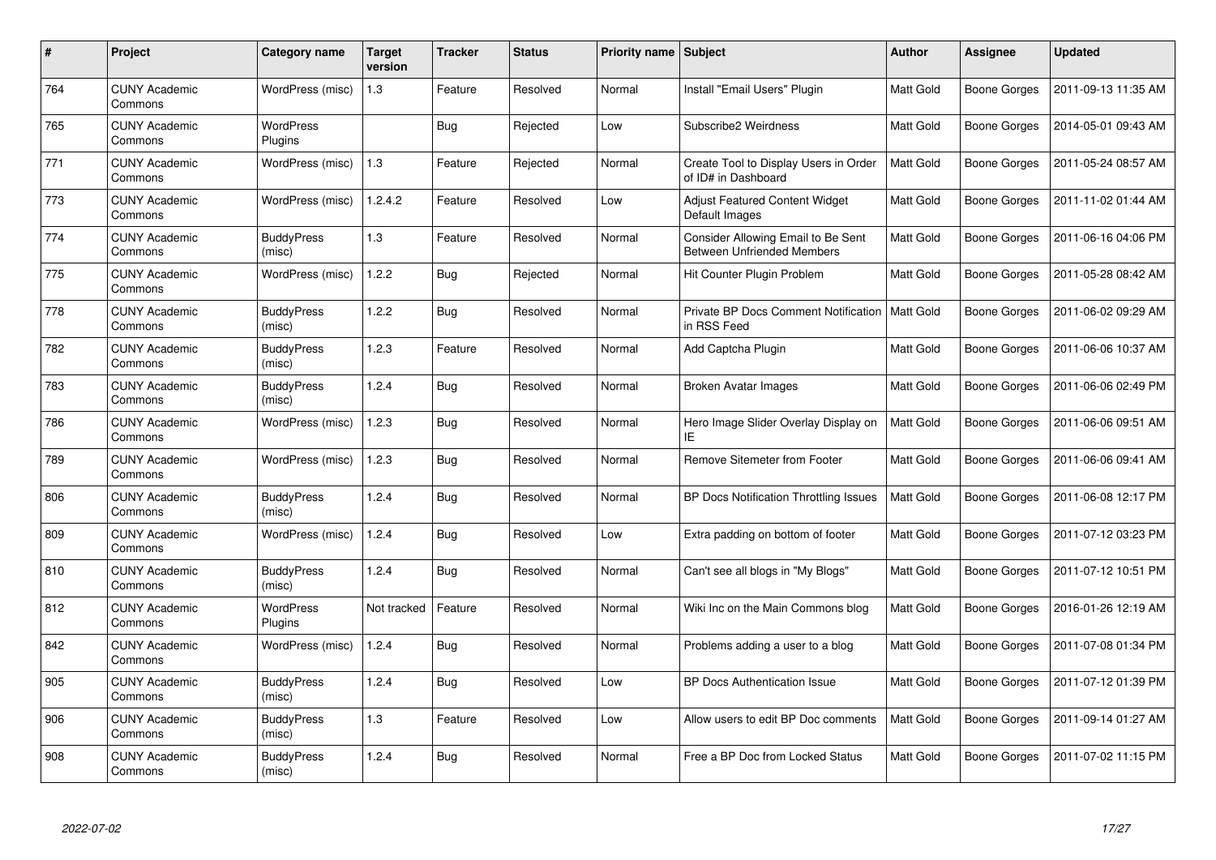| # | Project | Category name | Target version | Tracker | Status | Priority name | Subject | Author | Assignee | Updated |
|---|---|---|---|---|---|---|---|---|---|---|
| 764 | CUNY Academic Commons | WordPress (misc) | 1.3 | Feature | Resolved | Normal | Install "Email Users" Plugin | Matt Gold | Boone Gorges | 2011-09-13 11:35 AM |
| 765 | CUNY Academic Commons | WordPress Plugins | | Bug | Rejected | Low | Subscribe2 Weirdness | Matt Gold | Boone Gorges | 2014-05-01 09:43 AM |
| 771 | CUNY Academic Commons | WordPress (misc) | 1.3 | Feature | Rejected | Normal | Create Tool to Display Users in Order of ID# in Dashboard | Matt Gold | Boone Gorges | 2011-05-24 08:57 AM |
| 773 | CUNY Academic Commons | WordPress (misc) | 1.2.4.2 | Feature | Resolved | Low | Adjust Featured Content Widget Default Images | Matt Gold | Boone Gorges | 2011-11-02 01:44 AM |
| 774 | CUNY Academic Commons | BuddyPress (misc) | 1.3 | Feature | Resolved | Normal | Consider Allowing Email to Be Sent Between Unfriended Members | Matt Gold | Boone Gorges | 2011-06-16 04:06 PM |
| 775 | CUNY Academic Commons | WordPress (misc) | 1.2.2 | Bug | Rejected | Normal | Hit Counter Plugin Problem | Matt Gold | Boone Gorges | 2011-05-28 08:42 AM |
| 778 | CUNY Academic Commons | BuddyPress (misc) | 1.2.2 | Bug | Resolved | Normal | Private BP Docs Comment Notification in RSS Feed | Matt Gold | Boone Gorges | 2011-06-02 09:29 AM |
| 782 | CUNY Academic Commons | BuddyPress (misc) | 1.2.3 | Feature | Resolved | Normal | Add Captcha Plugin | Matt Gold | Boone Gorges | 2011-06-06 10:37 AM |
| 783 | CUNY Academic Commons | BuddyPress (misc) | 1.2.4 | Bug | Resolved | Normal | Broken Avatar Images | Matt Gold | Boone Gorges | 2011-06-06 02:49 PM |
| 786 | CUNY Academic Commons | WordPress (misc) | 1.2.3 | Bug | Resolved | Normal | Hero Image Slider Overlay Display on IE | Matt Gold | Boone Gorges | 2011-06-06 09:51 AM |
| 789 | CUNY Academic Commons | WordPress (misc) | 1.2.3 | Bug | Resolved | Normal | Remove Sitemeter from Footer | Matt Gold | Boone Gorges | 2011-06-06 09:41 AM |
| 806 | CUNY Academic Commons | BuddyPress (misc) | 1.2.4 | Bug | Resolved | Normal | BP Docs Notification Throttling Issues | Matt Gold | Boone Gorges | 2011-06-08 12:17 PM |
| 809 | CUNY Academic Commons | WordPress (misc) | 1.2.4 | Bug | Resolved | Low | Extra padding on bottom of footer | Matt Gold | Boone Gorges | 2011-07-12 03:23 PM |
| 810 | CUNY Academic Commons | BuddyPress (misc) | 1.2.4 | Bug | Resolved | Normal | Can't see all blogs in "My Blogs" | Matt Gold | Boone Gorges | 2011-07-12 10:51 PM |
| 812 | CUNY Academic Commons | WordPress Plugins | Not tracked | Feature | Resolved | Normal | Wiki Inc on the Main Commons blog | Matt Gold | Boone Gorges | 2016-01-26 12:19 AM |
| 842 | CUNY Academic Commons | WordPress (misc) | 1.2.4 | Bug | Resolved | Normal | Problems adding a user to a blog | Matt Gold | Boone Gorges | 2011-07-08 01:34 PM |
| 905 | CUNY Academic Commons | BuddyPress (misc) | 1.2.4 | Bug | Resolved | Low | BP Docs Authentication Issue | Matt Gold | Boone Gorges | 2011-07-12 01:39 PM |
| 906 | CUNY Academic Commons | BuddyPress (misc) | 1.3 | Feature | Resolved | Low | Allow users to edit BP Doc comments | Matt Gold | Boone Gorges | 2011-09-14 01:27 AM |
| 908 | CUNY Academic Commons | BuddyPress (misc) | 1.2.4 | Bug | Resolved | Normal | Free a BP Doc from Locked Status | Matt Gold | Boone Gorges | 2011-07-02 11:15 PM |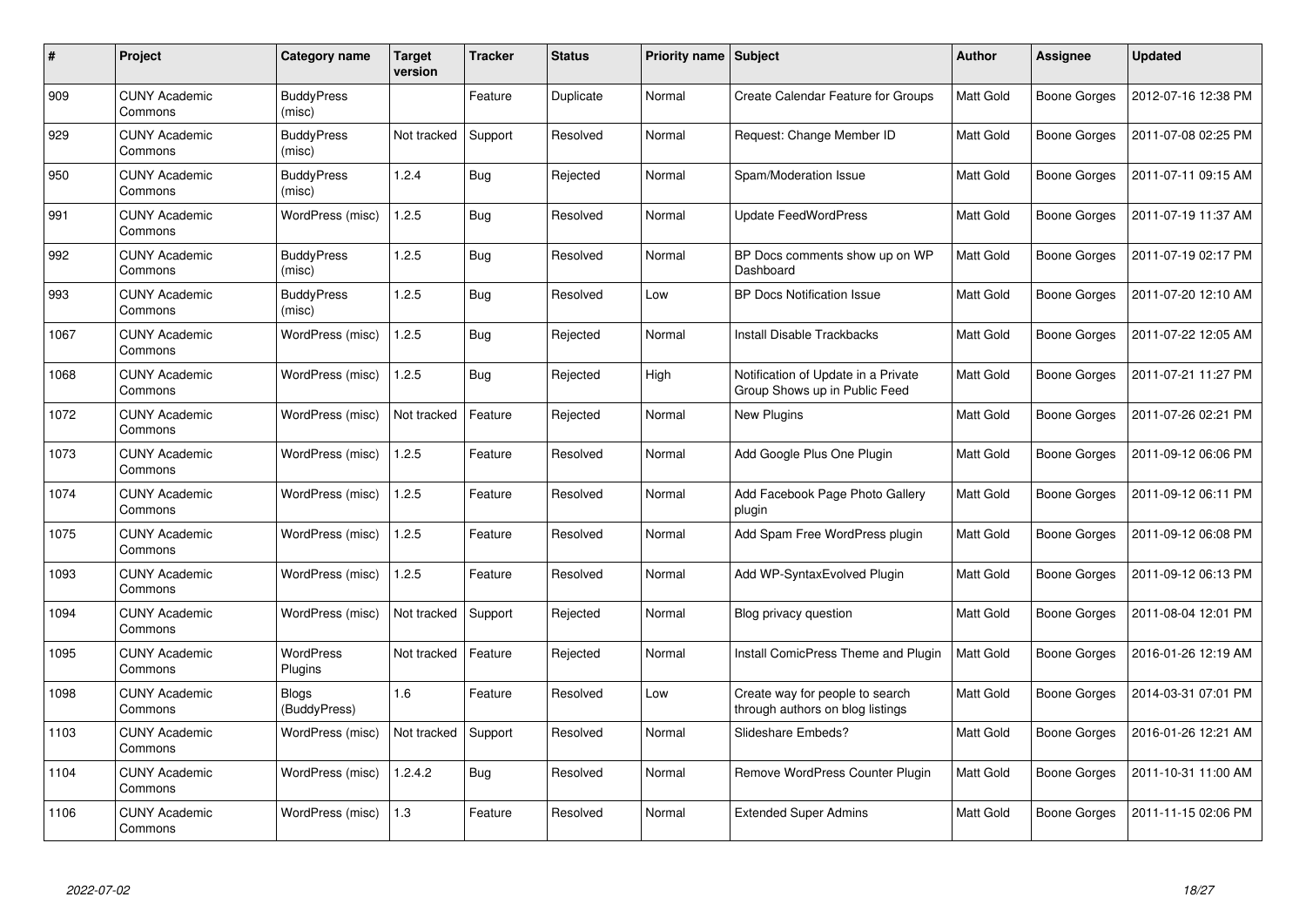| # | Project | Category name | Target version | Tracker | Status | Priority name | Subject | Author | Assignee | Updated |
|---|---|---|---|---|---|---|---|---|---|---|
| 909 | CUNY Academic Commons | BuddyPress (misc) | | Feature | Duplicate | Normal | Create Calendar Feature for Groups | Matt Gold | Boone Gorges | 2012-07-16 12:38 PM |
| 929 | CUNY Academic Commons | BuddyPress (misc) | Not tracked | Support | Resolved | Normal | Request: Change Member ID | Matt Gold | Boone Gorges | 2011-07-08 02:25 PM |
| 950 | CUNY Academic Commons | BuddyPress (misc) | 1.2.4 | Bug | Rejected | Normal | Spam/Moderation Issue | Matt Gold | Boone Gorges | 2011-07-11 09:15 AM |
| 991 | CUNY Academic Commons | WordPress (misc) | 1.2.5 | Bug | Resolved | Normal | Update FeedWordPress | Matt Gold | Boone Gorges | 2011-07-19 11:37 AM |
| 992 | CUNY Academic Commons | BuddyPress (misc) | 1.2.5 | Bug | Resolved | Normal | BP Docs comments show up on WP Dashboard | Matt Gold | Boone Gorges | 2011-07-19 02:17 PM |
| 993 | CUNY Academic Commons | BuddyPress (misc) | 1.2.5 | Bug | Resolved | Low | BP Docs Notification Issue | Matt Gold | Boone Gorges | 2011-07-20 12:10 AM |
| 1067 | CUNY Academic Commons | WordPress (misc) | 1.2.5 | Bug | Rejected | Normal | Install Disable Trackbacks | Matt Gold | Boone Gorges | 2011-07-22 12:05 AM |
| 1068 | CUNY Academic Commons | WordPress (misc) | 1.2.5 | Bug | Rejected | High | Notification of Update in a Private Group Shows up in Public Feed | Matt Gold | Boone Gorges | 2011-07-21 11:27 PM |
| 1072 | CUNY Academic Commons | WordPress (misc) | Not tracked | Feature | Rejected | Normal | New Plugins | Matt Gold | Boone Gorges | 2011-07-26 02:21 PM |
| 1073 | CUNY Academic Commons | WordPress (misc) | 1.2.5 | Feature | Resolved | Normal | Add Google Plus One Plugin | Matt Gold | Boone Gorges | 2011-09-12 06:06 PM |
| 1074 | CUNY Academic Commons | WordPress (misc) | 1.2.5 | Feature | Resolved | Normal | Add Facebook Page Photo Gallery plugin | Matt Gold | Boone Gorges | 2011-09-12 06:11 PM |
| 1075 | CUNY Academic Commons | WordPress (misc) | 1.2.5 | Feature | Resolved | Normal | Add Spam Free WordPress plugin | Matt Gold | Boone Gorges | 2011-09-12 06:08 PM |
| 1093 | CUNY Academic Commons | WordPress (misc) | 1.2.5 | Feature | Resolved | Normal | Add WP-SyntaxEvolved Plugin | Matt Gold | Boone Gorges | 2011-09-12 06:13 PM |
| 1094 | CUNY Academic Commons | WordPress (misc) | Not tracked | Support | Rejected | Normal | Blog privacy question | Matt Gold | Boone Gorges | 2011-08-04 12:01 PM |
| 1095 | CUNY Academic Commons | WordPress Plugins | Not tracked | Feature | Rejected | Normal | Install ComicPress Theme and Plugin | Matt Gold | Boone Gorges | 2016-01-26 12:19 AM |
| 1098 | CUNY Academic Commons | Blogs (BuddyPress) | 1.6 | Feature | Resolved | Low | Create way for people to search through authors on blog listings | Matt Gold | Boone Gorges | 2014-03-31 07:01 PM |
| 1103 | CUNY Academic Commons | WordPress (misc) | Not tracked | Support | Resolved | Normal | Slideshare Embeds? | Matt Gold | Boone Gorges | 2016-01-26 12:21 AM |
| 1104 | CUNY Academic Commons | WordPress (misc) | 1.2.4.2 | Bug | Resolved | Normal | Remove WordPress Counter Plugin | Matt Gold | Boone Gorges | 2011-10-31 11:00 AM |
| 1106 | CUNY Academic Commons | WordPress (misc) | 1.3 | Feature | Resolved | Normal | Extended Super Admins | Matt Gold | Boone Gorges | 2011-11-15 02:06 PM |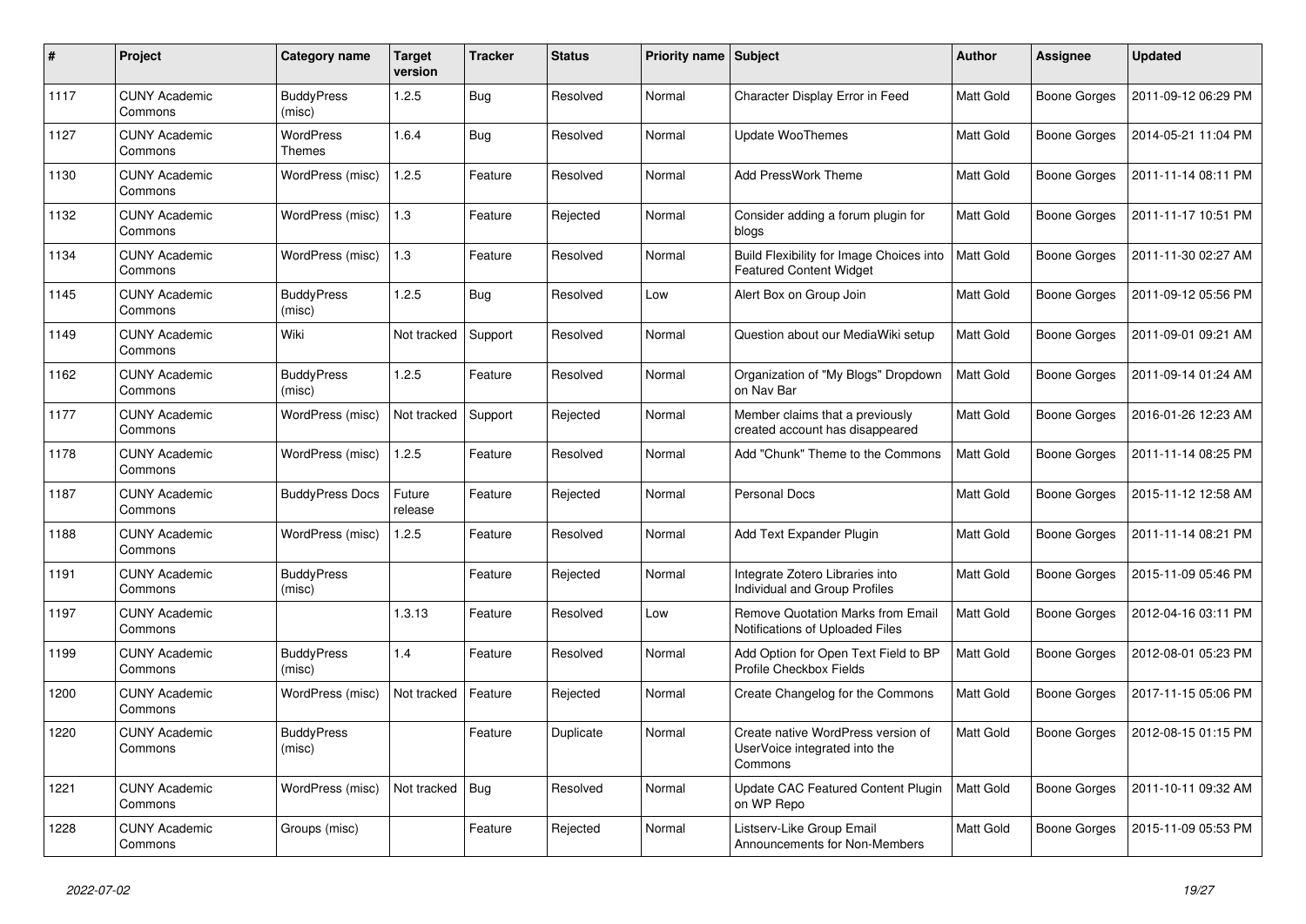| # | Project | Category name | Target version | Tracker | Status | Priority name | Subject | Author | Assignee | Updated |
|---|---|---|---|---|---|---|---|---|---|---|
| 1117 | CUNY Academic Commons | BuddyPress (misc) | 1.2.5 | Bug | Resolved | Normal | Character Display Error in Feed | Matt Gold | Boone Gorges | 2011-09-12 06:29 PM |
| 1127 | CUNY Academic Commons | WordPress Themes | 1.6.4 | Bug | Resolved | Normal | Update WooThemes | Matt Gold | Boone Gorges | 2014-05-21 11:04 PM |
| 1130 | CUNY Academic Commons | WordPress (misc) | 1.2.5 | Feature | Resolved | Normal | Add PressWork Theme | Matt Gold | Boone Gorges | 2011-11-14 08:11 PM |
| 1132 | CUNY Academic Commons | WordPress (misc) | 1.3 | Feature | Rejected | Normal | Consider adding a forum plugin for blogs | Matt Gold | Boone Gorges | 2011-11-17 10:51 PM |
| 1134 | CUNY Academic Commons | WordPress (misc) | 1.3 | Feature | Resolved | Normal | Build Flexibility for Image Choices into Featured Content Widget | Matt Gold | Boone Gorges | 2011-11-30 02:27 AM |
| 1145 | CUNY Academic Commons | BuddyPress (misc) | 1.2.5 | Bug | Resolved | Low | Alert Box on Group Join | Matt Gold | Boone Gorges | 2011-09-12 05:56 PM |
| 1149 | CUNY Academic Commons | Wiki | Not tracked | Support | Resolved | Normal | Question about our MediaWiki setup | Matt Gold | Boone Gorges | 2011-09-01 09:21 AM |
| 1162 | CUNY Academic Commons | BuddyPress (misc) | 1.2.5 | Feature | Resolved | Normal | Organization of "My Blogs" Dropdown on Nav Bar | Matt Gold | Boone Gorges | 2011-09-14 01:24 AM |
| 1177 | CUNY Academic Commons | WordPress (misc) | Not tracked | Support | Rejected | Normal | Member claims that a previously created account has disappeared | Matt Gold | Boone Gorges | 2016-01-26 12:23 AM |
| 1178 | CUNY Academic Commons | WordPress (misc) | 1.2.5 | Feature | Resolved | Normal | Add "Chunk" Theme to the Commons | Matt Gold | Boone Gorges | 2011-11-14 08:25 PM |
| 1187 | CUNY Academic Commons | BuddyPress Docs | Future release | Feature | Rejected | Normal | Personal Docs | Matt Gold | Boone Gorges | 2015-11-12 12:58 AM |
| 1188 | CUNY Academic Commons | WordPress (misc) | 1.2.5 | Feature | Resolved | Normal | Add Text Expander Plugin | Matt Gold | Boone Gorges | 2011-11-14 08:21 PM |
| 1191 | CUNY Academic Commons | BuddyPress (misc) | | Feature | Rejected | Normal | Integrate Zotero Libraries into Individual and Group Profiles | Matt Gold | Boone Gorges | 2015-11-09 05:46 PM |
| 1197 | CUNY Academic Commons | | 1.3.13 | Feature | Resolved | Low | Remove Quotation Marks from Email Notifications of Uploaded Files | Matt Gold | Boone Gorges | 2012-04-16 03:11 PM |
| 1199 | CUNY Academic Commons | BuddyPress (misc) | 1.4 | Feature | Resolved | Normal | Add Option for Open Text Field to BP Profile Checkbox Fields | Matt Gold | Boone Gorges | 2012-08-01 05:23 PM |
| 1200 | CUNY Academic Commons | WordPress (misc) | Not tracked | Feature | Rejected | Normal | Create Changelog for the Commons | Matt Gold | Boone Gorges | 2017-11-15 05:06 PM |
| 1220 | CUNY Academic Commons | BuddyPress (misc) | | Feature | Duplicate | Normal | Create native WordPress version of UserVoice integrated into the Commons | Matt Gold | Boone Gorges | 2012-08-15 01:15 PM |
| 1221 | CUNY Academic Commons | WordPress (misc) | Not tracked | Bug | Resolved | Normal | Update CAC Featured Content Plugin on WP Repo | Matt Gold | Boone Gorges | 2011-10-11 09:32 AM |
| 1228 | CUNY Academic Commons | Groups (misc) | | Feature | Rejected | Normal | Listserv-Like Group Email Announcements for Non-Members | Matt Gold | Boone Gorges | 2015-11-09 05:53 PM |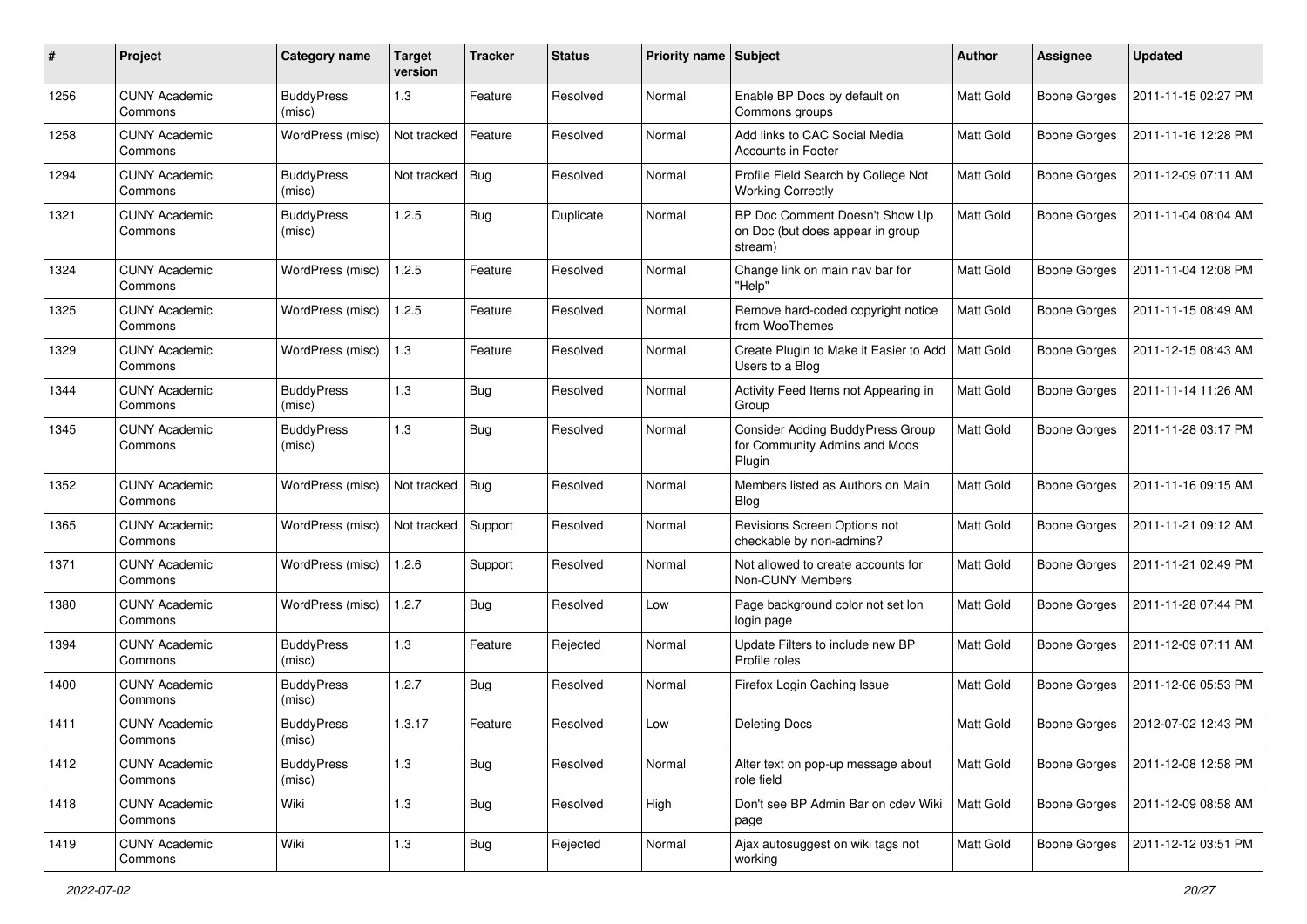| # | Project | Category name | Target version | Tracker | Status | Priority name | Subject | Author | Assignee | Updated |
|---|---|---|---|---|---|---|---|---|---|---|
| 1256 | CUNY Academic Commons | BuddyPress (misc) | 1.3 | Feature | Resolved | Normal | Enable BP Docs by default on Commons groups | Matt Gold | Boone Gorges | 2011-11-15 02:27 PM |
| 1258 | CUNY Academic Commons | WordPress (misc) | Not tracked | Feature | Resolved | Normal | Add links to CAC Social Media Accounts in Footer | Matt Gold | Boone Gorges | 2011-11-16 12:28 PM |
| 1294 | CUNY Academic Commons | BuddyPress (misc) | Not tracked | Bug | Resolved | Normal | Profile Field Search by College Not Working Correctly | Matt Gold | Boone Gorges | 2011-12-09 07:11 AM |
| 1321 | CUNY Academic Commons | BuddyPress (misc) | 1.2.5 | Bug | Duplicate | Normal | BP Doc Comment Doesn't Show Up on Doc (but does appear in group stream) | Matt Gold | Boone Gorges | 2011-11-04 08:04 AM |
| 1324 | CUNY Academic Commons | WordPress (misc) | 1.2.5 | Feature | Resolved | Normal | Change link on main nav bar for "Help" | Matt Gold | Boone Gorges | 2011-11-04 12:08 PM |
| 1325 | CUNY Academic Commons | WordPress (misc) | 1.2.5 | Feature | Resolved | Normal | Remove hard-coded copyright notice from WooThemes | Matt Gold | Boone Gorges | 2011-11-15 08:49 AM |
| 1329 | CUNY Academic Commons | WordPress (misc) | 1.3 | Feature | Resolved | Normal | Create Plugin to Make it Easier to Add Users to a Blog | Matt Gold | Boone Gorges | 2011-12-15 08:43 AM |
| 1344 | CUNY Academic Commons | BuddyPress (misc) | 1.3 | Bug | Resolved | Normal | Activity Feed Items not Appearing in Group | Matt Gold | Boone Gorges | 2011-11-14 11:26 AM |
| 1345 | CUNY Academic Commons | BuddyPress (misc) | 1.3 | Bug | Resolved | Normal | Consider Adding BuddyPress Group for Community Admins and Mods Plugin | Matt Gold | Boone Gorges | 2011-11-28 03:17 PM |
| 1352 | CUNY Academic Commons | WordPress (misc) | Not tracked | Bug | Resolved | Normal | Members listed as Authors on Main Blog | Matt Gold | Boone Gorges | 2011-11-16 09:15 AM |
| 1365 | CUNY Academic Commons | WordPress (misc) | Not tracked | Support | Resolved | Normal | Revisions Screen Options not checkable by non-admins? | Matt Gold | Boone Gorges | 2011-11-21 09:12 AM |
| 1371 | CUNY Academic Commons | WordPress (misc) | 1.2.6 | Support | Resolved | Normal | Not allowed to create accounts for Non-CUNY Members | Matt Gold | Boone Gorges | 2011-11-21 02:49 PM |
| 1380 | CUNY Academic Commons | WordPress (misc) | 1.2.7 | Bug | Resolved | Low | Page background color not set lon login page | Matt Gold | Boone Gorges | 2011-11-28 07:44 PM |
| 1394 | CUNY Academic Commons | BuddyPress (misc) | 1.3 | Feature | Rejected | Normal | Update Filters to include new BP Profile roles | Matt Gold | Boone Gorges | 2011-12-09 07:11 AM |
| 1400 | CUNY Academic Commons | BuddyPress (misc) | 1.2.7 | Bug | Resolved | Normal | Firefox Login Caching Issue | Matt Gold | Boone Gorges | 2011-12-06 05:53 PM |
| 1411 | CUNY Academic Commons | BuddyPress (misc) | 1.3.17 | Feature | Resolved | Low | Deleting Docs | Matt Gold | Boone Gorges | 2012-07-02 12:43 PM |
| 1412 | CUNY Academic Commons | BuddyPress (misc) | 1.3 | Bug | Resolved | Normal | Alter text on pop-up message about role field | Matt Gold | Boone Gorges | 2011-12-08 12:58 PM |
| 1418 | CUNY Academic Commons | Wiki | 1.3 | Bug | Resolved | High | Don't see BP Admin Bar on cdev Wiki page | Matt Gold | Boone Gorges | 2011-12-09 08:58 AM |
| 1419 | CUNY Academic Commons | Wiki | 1.3 | Bug | Rejected | Normal | Ajax autosuggest on wiki tags not working | Matt Gold | Boone Gorges | 2011-12-12 03:51 PM |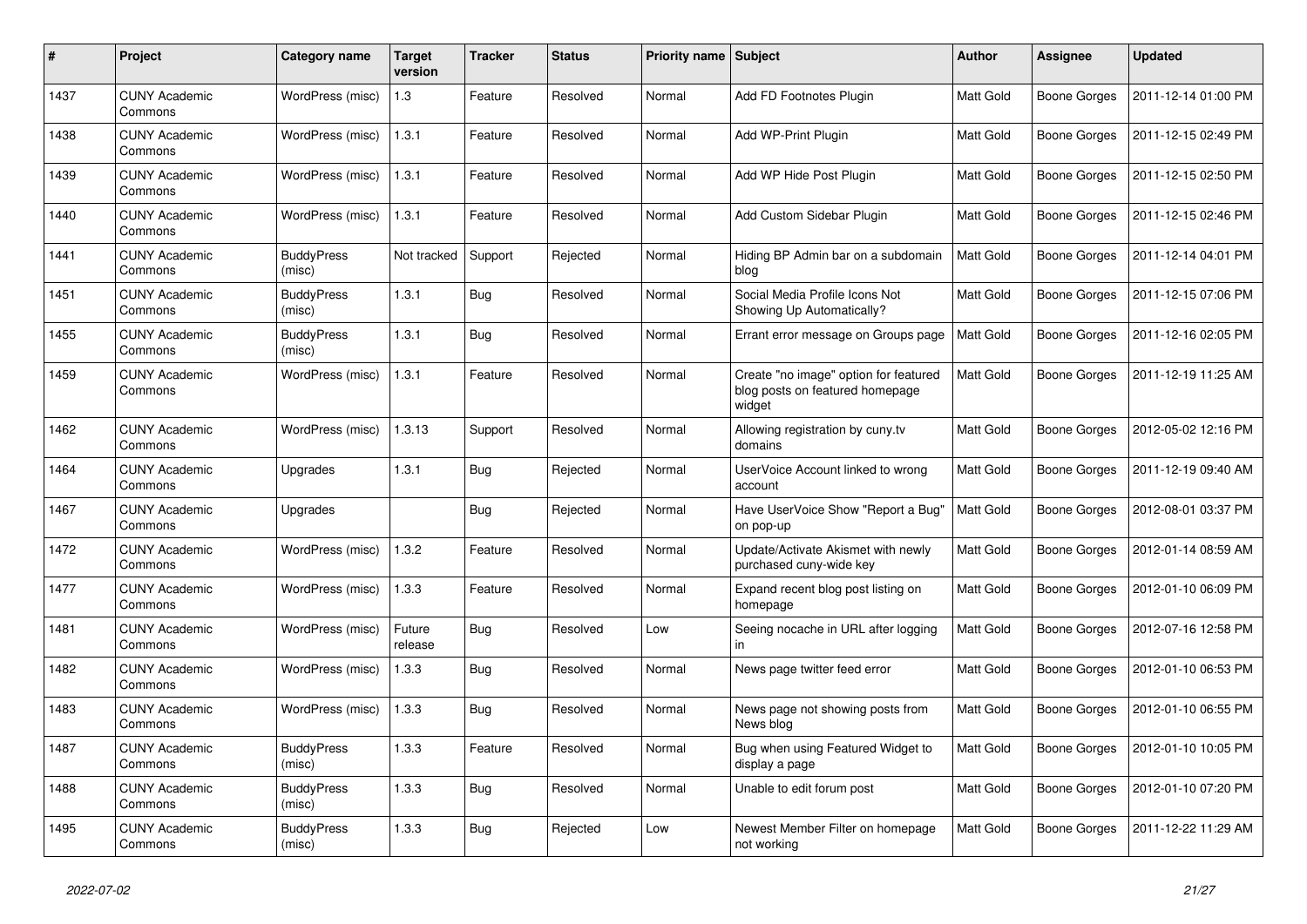| # | Project | Category name | Target version | Tracker | Status | Priority name | Subject | Author | Assignee | Updated |
|---|---|---|---|---|---|---|---|---|---|---|
| 1437 | CUNY Academic Commons | WordPress (misc) | 1.3 | Feature | Resolved | Normal | Add FD Footnotes Plugin | Matt Gold | Boone Gorges | 2011-12-14 01:00 PM |
| 1438 | CUNY Academic Commons | WordPress (misc) | 1.3.1 | Feature | Resolved | Normal | Add WP-Print Plugin | Matt Gold | Boone Gorges | 2011-12-15 02:49 PM |
| 1439 | CUNY Academic Commons | WordPress (misc) | 1.3.1 | Feature | Resolved | Normal | Add WP Hide Post Plugin | Matt Gold | Boone Gorges | 2011-12-15 02:50 PM |
| 1440 | CUNY Academic Commons | WordPress (misc) | 1.3.1 | Feature | Resolved | Normal | Add Custom Sidebar Plugin | Matt Gold | Boone Gorges | 2011-12-15 02:46 PM |
| 1441 | CUNY Academic Commons | BuddyPress (misc) | Not tracked | Support | Rejected | Normal | Hiding BP Admin bar on a subdomain blog | Matt Gold | Boone Gorges | 2011-12-14 04:01 PM |
| 1451 | CUNY Academic Commons | BuddyPress (misc) | 1.3.1 | Bug | Resolved | Normal | Social Media Profile Icons Not Showing Up Automatically? | Matt Gold | Boone Gorges | 2011-12-15 07:06 PM |
| 1455 | CUNY Academic Commons | BuddyPress (misc) | 1.3.1 | Bug | Resolved | Normal | Errant error message on Groups page | Matt Gold | Boone Gorges | 2011-12-16 02:05 PM |
| 1459 | CUNY Academic Commons | WordPress (misc) | 1.3.1 | Feature | Resolved | Normal | Create "no image" option for featured blog posts on featured homepage widget | Matt Gold | Boone Gorges | 2011-12-19 11:25 AM |
| 1462 | CUNY Academic Commons | WordPress (misc) | 1.3.13 | Support | Resolved | Normal | Allowing registration by cuny.tv domains | Matt Gold | Boone Gorges | 2012-05-02 12:16 PM |
| 1464 | CUNY Academic Commons | Upgrades | 1.3.1 | Bug | Rejected | Normal | UserVoice Account linked to wrong account | Matt Gold | Boone Gorges | 2011-12-19 09:40 AM |
| 1467 | CUNY Academic Commons | Upgrades | | Bug | Rejected | Normal | Have UserVoice Show "Report a Bug" on pop-up | Matt Gold | Boone Gorges | 2012-08-01 03:37 PM |
| 1472 | CUNY Academic Commons | WordPress (misc) | 1.3.2 | Feature | Resolved | Normal | Update/Activate Akismet with newly purchased cuny-wide key | Matt Gold | Boone Gorges | 2012-01-14 08:59 AM |
| 1477 | CUNY Academic Commons | WordPress (misc) | 1.3.3 | Feature | Resolved | Normal | Expand recent blog post listing on homepage | Matt Gold | Boone Gorges | 2012-01-10 06:09 PM |
| 1481 | CUNY Academic Commons | WordPress (misc) | Future release | Bug | Resolved | Low | Seeing nocache in URL after logging in | Matt Gold | Boone Gorges | 2012-07-16 12:58 PM |
| 1482 | CUNY Academic Commons | WordPress (misc) | 1.3.3 | Bug | Resolved | Normal | News page twitter feed error | Matt Gold | Boone Gorges | 2012-01-10 06:53 PM |
| 1483 | CUNY Academic Commons | WordPress (misc) | 1.3.3 | Bug | Resolved | Normal | News page not showing posts from News blog | Matt Gold | Boone Gorges | 2012-01-10 06:55 PM |
| 1487 | CUNY Academic Commons | BuddyPress (misc) | 1.3.3 | Feature | Resolved | Normal | Bug when using Featured Widget to display a page | Matt Gold | Boone Gorges | 2012-01-10 10:05 PM |
| 1488 | CUNY Academic Commons | BuddyPress (misc) | 1.3.3 | Bug | Resolved | Normal | Unable to edit forum post | Matt Gold | Boone Gorges | 2012-01-10 07:20 PM |
| 1495 | CUNY Academic Commons | BuddyPress (misc) | 1.3.3 | Bug | Rejected | Low | Newest Member Filter on homepage not working | Matt Gold | Boone Gorges | 2011-12-22 11:29 AM |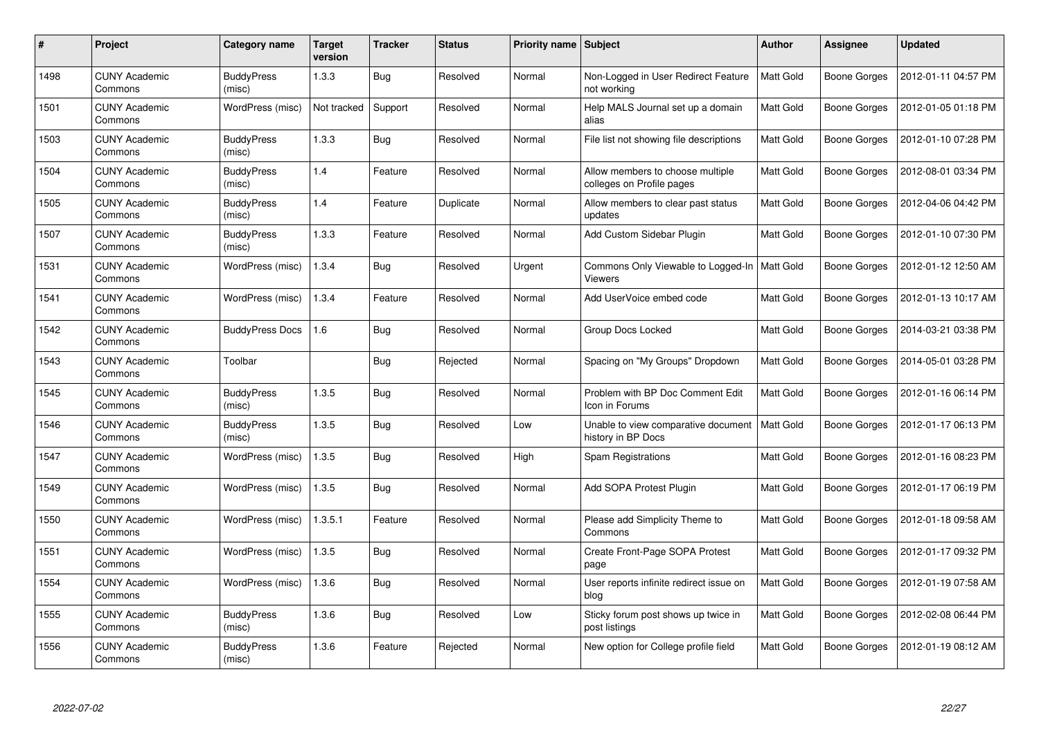| # | Project | Category name | Target version | Tracker | Status | Priority name | Subject | Author | Assignee | Updated |
|---|---|---|---|---|---|---|---|---|---|---|
| 1498 | CUNY Academic Commons | BuddyPress (misc) | 1.3.3 | Bug | Resolved | Normal | Non-Logged in User Redirect Feature not working | Matt Gold | Boone Gorges | 2012-01-11 04:57 PM |
| 1501 | CUNY Academic Commons | WordPress (misc) | Not tracked | Support | Resolved | Normal | Help MALS Journal set up a domain alias | Matt Gold | Boone Gorges | 2012-01-05 01:18 PM |
| 1503 | CUNY Academic Commons | BuddyPress (misc) | 1.3.3 | Bug | Resolved | Normal | File list not showing file descriptions | Matt Gold | Boone Gorges | 2012-01-10 07:28 PM |
| 1504 | CUNY Academic Commons | BuddyPress (misc) | 1.4 | Feature | Resolved | Normal | Allow members to choose multiple colleges on Profile pages | Matt Gold | Boone Gorges | 2012-08-01 03:34 PM |
| 1505 | CUNY Academic Commons | BuddyPress (misc) | 1.4 | Feature | Duplicate | Normal | Allow members to clear past status updates | Matt Gold | Boone Gorges | 2012-04-06 04:42 PM |
| 1507 | CUNY Academic Commons | BuddyPress (misc) | 1.3.3 | Feature | Resolved | Normal | Add Custom Sidebar Plugin | Matt Gold | Boone Gorges | 2012-01-10 07:30 PM |
| 1531 | CUNY Academic Commons | WordPress (misc) | 1.3.4 | Bug | Resolved | Urgent | Commons Only Viewable to Logged-In Viewers | Matt Gold | Boone Gorges | 2012-01-12 12:50 AM |
| 1541 | CUNY Academic Commons | WordPress (misc) | 1.3.4 | Feature | Resolved | Normal | Add UserVoice embed code | Matt Gold | Boone Gorges | 2012-01-13 10:17 AM |
| 1542 | CUNY Academic Commons | BuddyPress Docs | 1.6 | Bug | Resolved | Normal | Group Docs Locked | Matt Gold | Boone Gorges | 2014-03-21 03:38 PM |
| 1543 | CUNY Academic Commons | Toolbar | | Bug | Rejected | Normal | Spacing on "My Groups" Dropdown | Matt Gold | Boone Gorges | 2014-05-01 03:28 PM |
| 1545 | CUNY Academic Commons | BuddyPress (misc) | 1.3.5 | Bug | Resolved | Normal | Problem with BP Doc Comment Edit Icon in Forums | Matt Gold | Boone Gorges | 2012-01-16 06:14 PM |
| 1546 | CUNY Academic Commons | BuddyPress (misc) | 1.3.5 | Bug | Resolved | Low | Unable to view comparative document history in BP Docs | Matt Gold | Boone Gorges | 2012-01-17 06:13 PM |
| 1547 | CUNY Academic Commons | WordPress (misc) | 1.3.5 | Bug | Resolved | High | Spam Registrations | Matt Gold | Boone Gorges | 2012-01-16 08:23 PM |
| 1549 | CUNY Academic Commons | WordPress (misc) | 1.3.5 | Bug | Resolved | Normal | Add SOPA Protest Plugin | Matt Gold | Boone Gorges | 2012-01-17 06:19 PM |
| 1550 | CUNY Academic Commons | WordPress (misc) | 1.3.5.1 | Feature | Resolved | Normal | Please add Simplicity Theme to Commons | Matt Gold | Boone Gorges | 2012-01-18 09:58 AM |
| 1551 | CUNY Academic Commons | WordPress (misc) | 1.3.5 | Bug | Resolved | Normal | Create Front-Page SOPA Protest page | Matt Gold | Boone Gorges | 2012-01-17 09:32 PM |
| 1554 | CUNY Academic Commons | WordPress (misc) | 1.3.6 | Bug | Resolved | Normal | User reports infinite redirect issue on blog | Matt Gold | Boone Gorges | 2012-01-19 07:58 AM |
| 1555 | CUNY Academic Commons | BuddyPress (misc) | 1.3.6 | Bug | Resolved | Low | Sticky forum post shows up twice in post listings | Matt Gold | Boone Gorges | 2012-02-08 06:44 PM |
| 1556 | CUNY Academic Commons | BuddyPress (misc) | 1.3.6 | Feature | Rejected | Normal | New option for College profile field | Matt Gold | Boone Gorges | 2012-01-19 08:12 AM |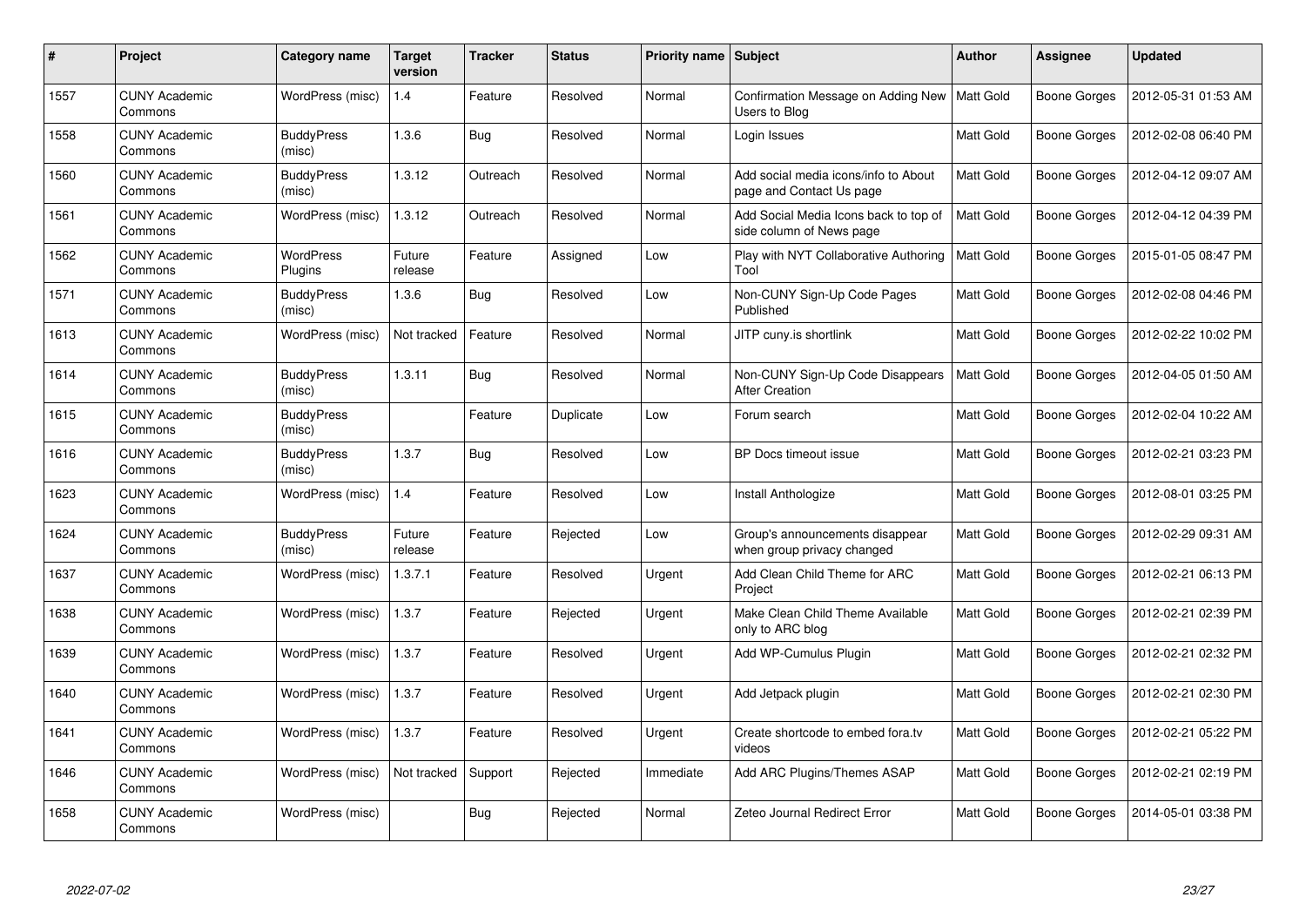| # | Project | Category name | Target version | Tracker | Status | Priority name | Subject | Author | Assignee | Updated |
|---|---|---|---|---|---|---|---|---|---|---|
| 1557 | CUNY Academic Commons | WordPress (misc) | 1.4 | Feature | Resolved | Normal | Confirmation Message on Adding New Users to Blog | Matt Gold | Boone Gorges | 2012-05-31 01:53 AM |
| 1558 | CUNY Academic Commons | BuddyPress (misc) | 1.3.6 | Bug | Resolved | Normal | Login Issues | Matt Gold | Boone Gorges | 2012-02-08 06:40 PM |
| 1560 | CUNY Academic Commons | BuddyPress (misc) | 1.3.12 | Outreach | Resolved | Normal | Add social media icons/info to About page and Contact Us page | Matt Gold | Boone Gorges | 2012-04-12 09:07 AM |
| 1561 | CUNY Academic Commons | WordPress (misc) | 1.3.12 | Outreach | Resolved | Normal | Add Social Media Icons back to top of side column of News page | Matt Gold | Boone Gorges | 2012-04-12 04:39 PM |
| 1562 | CUNY Academic Commons | WordPress Plugins | Future release | Feature | Assigned | Low | Play with NYT Collaborative Authoring Tool | Matt Gold | Boone Gorges | 2015-01-05 08:47 PM |
| 1571 | CUNY Academic Commons | BuddyPress (misc) | 1.3.6 | Bug | Resolved | Low | Non-CUNY Sign-Up Code Pages Published | Matt Gold | Boone Gorges | 2012-02-08 04:46 PM |
| 1613 | CUNY Academic Commons | WordPress (misc) | Not tracked | Feature | Resolved | Normal | JITP cuny.is shortlink | Matt Gold | Boone Gorges | 2012-02-22 10:02 PM |
| 1614 | CUNY Academic Commons | BuddyPress (misc) | 1.3.11 | Bug | Resolved | Normal | Non-CUNY Sign-Up Code Disappears After Creation | Matt Gold | Boone Gorges | 2012-04-05 01:50 AM |
| 1615 | CUNY Academic Commons | BuddyPress (misc) | | Feature | Duplicate | Low | Forum search | Matt Gold | Boone Gorges | 2012-02-04 10:22 AM |
| 1616 | CUNY Academic Commons | BuddyPress (misc) | 1.3.7 | Bug | Resolved | Low | BP Docs timeout issue | Matt Gold | Boone Gorges | 2012-02-21 03:23 PM |
| 1623 | CUNY Academic Commons | WordPress (misc) | 1.4 | Feature | Resolved | Low | Install Anthologize | Matt Gold | Boone Gorges | 2012-08-01 03:25 PM |
| 1624 | CUNY Academic Commons | BuddyPress (misc) | Future release | Feature | Rejected | Low | Group's announcements disappear when group privacy changed | Matt Gold | Boone Gorges | 2012-02-29 09:31 AM |
| 1637 | CUNY Academic Commons | WordPress (misc) | 1.3.7.1 | Feature | Resolved | Urgent | Add Clean Child Theme for ARC Project | Matt Gold | Boone Gorges | 2012-02-21 06:13 PM |
| 1638 | CUNY Academic Commons | WordPress (misc) | 1.3.7 | Feature | Rejected | Urgent | Make Clean Child Theme Available only to ARC blog | Matt Gold | Boone Gorges | 2012-02-21 02:39 PM |
| 1639 | CUNY Academic Commons | WordPress (misc) | 1.3.7 | Feature | Resolved | Urgent | Add WP-Cumulus Plugin | Matt Gold | Boone Gorges | 2012-02-21 02:32 PM |
| 1640 | CUNY Academic Commons | WordPress (misc) | 1.3.7 | Feature | Resolved | Urgent | Add Jetpack plugin | Matt Gold | Boone Gorges | 2012-02-21 02:30 PM |
| 1641 | CUNY Academic Commons | WordPress (misc) | 1.3.7 | Feature | Resolved | Urgent | Create shortcode to embed fora.tv videos | Matt Gold | Boone Gorges | 2012-02-21 05:22 PM |
| 1646 | CUNY Academic Commons | WordPress (misc) | Not tracked | Support | Rejected | Immediate | Add ARC Plugins/Themes ASAP | Matt Gold | Boone Gorges | 2012-02-21 02:19 PM |
| 1658 | CUNY Academic Commons | WordPress (misc) | | Bug | Rejected | Normal | Zeteo Journal Redirect Error | Matt Gold | Boone Gorges | 2014-05-01 03:38 PM |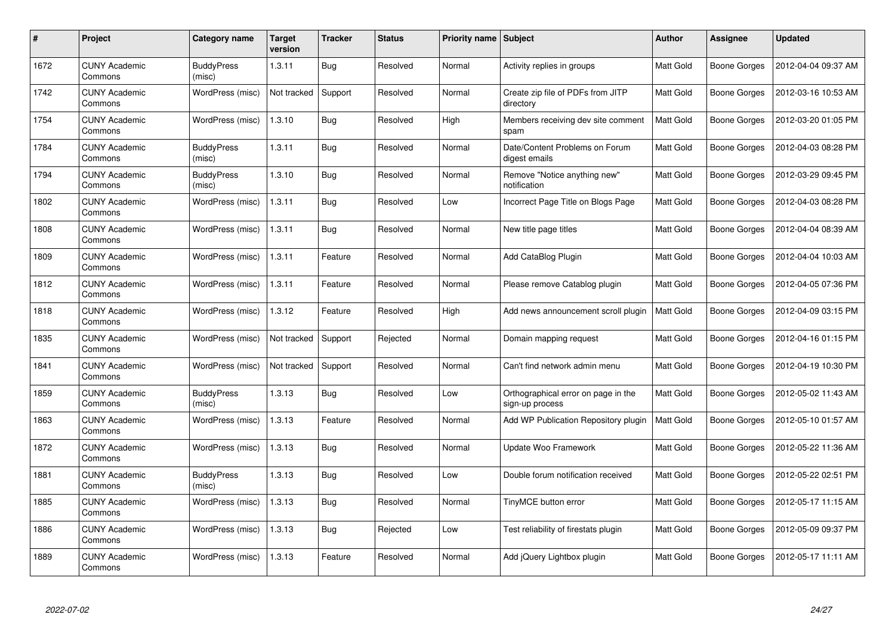| # | Project | Category name | Target version | Tracker | Status | Priority name | Subject | Author | Assignee | Updated |
|---|---|---|---|---|---|---|---|---|---|---|
| 1672 | CUNY Academic Commons | BuddyPress (misc) | 1.3.11 | Bug | Resolved | Normal | Activity replies in groups | Matt Gold | Boone Gorges | 2012-04-04 09:37 AM |
| 1742 | CUNY Academic Commons | WordPress (misc) | Not tracked | Support | Resolved | Normal | Create zip file of PDFs from JITP directory | Matt Gold | Boone Gorges | 2012-03-16 10:53 AM |
| 1754 | CUNY Academic Commons | WordPress (misc) | 1.3.10 | Bug | Resolved | High | Members receiving dev site comment spam | Matt Gold | Boone Gorges | 2012-03-20 01:05 PM |
| 1784 | CUNY Academic Commons | BuddyPress (misc) | 1.3.11 | Bug | Resolved | Normal | Date/Content Problems on Forum digest emails | Matt Gold | Boone Gorges | 2012-04-03 08:28 PM |
| 1794 | CUNY Academic Commons | BuddyPress (misc) | 1.3.10 | Bug | Resolved | Normal | Remove "Notice anything new" notification | Matt Gold | Boone Gorges | 2012-03-29 09:45 PM |
| 1802 | CUNY Academic Commons | WordPress (misc) | 1.3.11 | Bug | Resolved | Low | Incorrect Page Title on Blogs Page | Matt Gold | Boone Gorges | 2012-04-03 08:28 PM |
| 1808 | CUNY Academic Commons | WordPress (misc) | 1.3.11 | Bug | Resolved | Normal | New title page titles | Matt Gold | Boone Gorges | 2012-04-04 08:39 AM |
| 1809 | CUNY Academic Commons | WordPress (misc) | 1.3.11 | Feature | Resolved | Normal | Add CataBlog Plugin | Matt Gold | Boone Gorges | 2012-04-04 10:03 AM |
| 1812 | CUNY Academic Commons | WordPress (misc) | 1.3.11 | Feature | Resolved | Normal | Please remove Catablog plugin | Matt Gold | Boone Gorges | 2012-04-05 07:36 PM |
| 1818 | CUNY Academic Commons | WordPress (misc) | 1.3.12 | Feature | Resolved | High | Add news announcement scroll plugin | Matt Gold | Boone Gorges | 2012-04-09 03:15 PM |
| 1835 | CUNY Academic Commons | WordPress (misc) | Not tracked | Support | Rejected | Normal | Domain mapping request | Matt Gold | Boone Gorges | 2012-04-16 01:15 PM |
| 1841 | CUNY Academic Commons | WordPress (misc) | Not tracked | Support | Resolved | Normal | Can't find network admin menu | Matt Gold | Boone Gorges | 2012-04-19 10:30 PM |
| 1859 | CUNY Academic Commons | BuddyPress (misc) | 1.3.13 | Bug | Resolved | Low | Orthographical error on page in the sign-up process | Matt Gold | Boone Gorges | 2012-05-02 11:43 AM |
| 1863 | CUNY Academic Commons | WordPress (misc) | 1.3.13 | Feature | Resolved | Normal | Add WP Publication Repository plugin | Matt Gold | Boone Gorges | 2012-05-10 01:57 AM |
| 1872 | CUNY Academic Commons | WordPress (misc) | 1.3.13 | Bug | Resolved | Normal | Update Woo Framework | Matt Gold | Boone Gorges | 2012-05-22 11:36 AM |
| 1881 | CUNY Academic Commons | BuddyPress (misc) | 1.3.13 | Bug | Resolved | Low | Double forum notification received | Matt Gold | Boone Gorges | 2012-05-22 02:51 PM |
| 1885 | CUNY Academic Commons | WordPress (misc) | 1.3.13 | Bug | Resolved | Normal | TinyMCE button error | Matt Gold | Boone Gorges | 2012-05-17 11:15 AM |
| 1886 | CUNY Academic Commons | WordPress (misc) | 1.3.13 | Bug | Rejected | Low | Test reliability of firestats plugin | Matt Gold | Boone Gorges | 2012-05-09 09:37 PM |
| 1889 | CUNY Academic Commons | WordPress (misc) | 1.3.13 | Feature | Resolved | Normal | Add jQuery Lightbox plugin | Matt Gold | Boone Gorges | 2012-05-17 11:11 AM |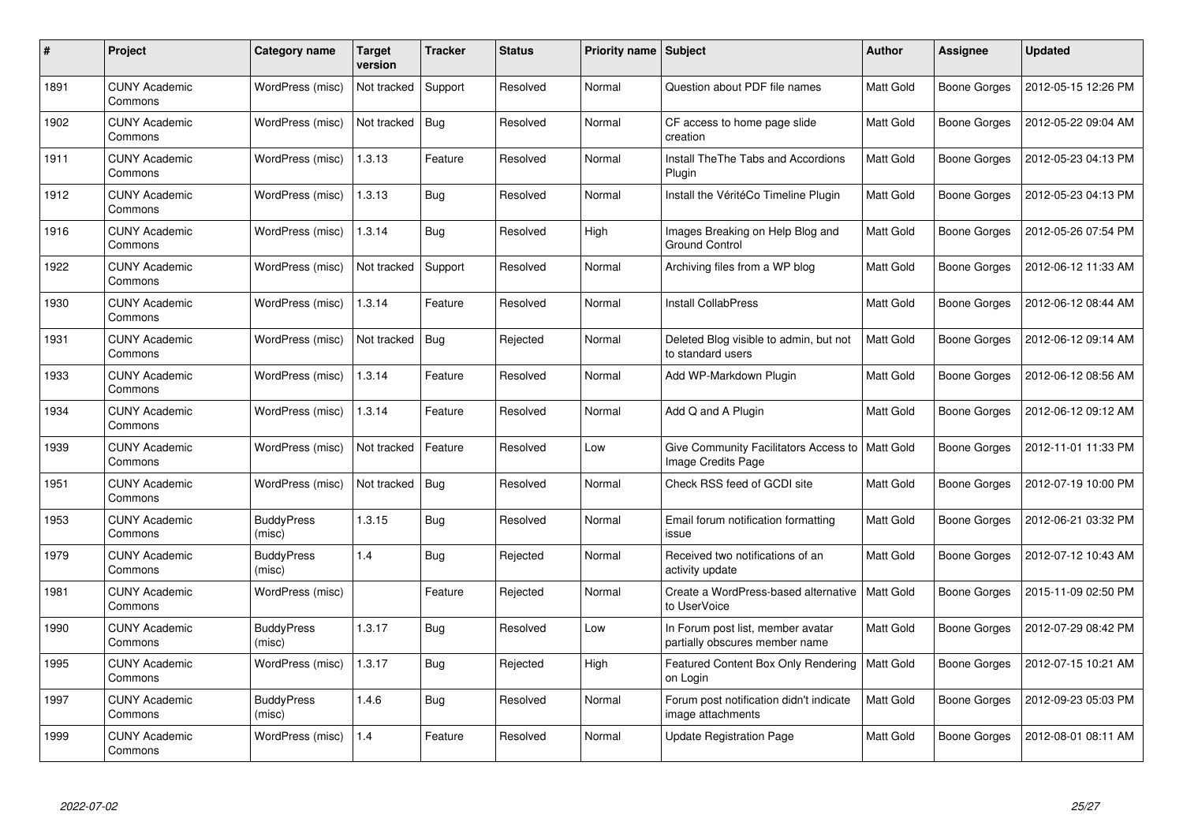| # | Project | Category name | Target version | Tracker | Status | Priority name | Subject | Author | Assignee | Updated |
|---|---|---|---|---|---|---|---|---|---|---|
| 1891 | CUNY Academic Commons | WordPress (misc) | Not tracked | Support | Resolved | Normal | Question about PDF file names | Matt Gold | Boone Gorges | 2012-05-15 12:26 PM |
| 1902 | CUNY Academic Commons | WordPress (misc) | Not tracked | Bug | Resolved | Normal | CF access to home page slide creation | Matt Gold | Boone Gorges | 2012-05-22 09:04 AM |
| 1911 | CUNY Academic Commons | WordPress (misc) | 1.3.13 | Feature | Resolved | Normal | Install TheThe Tabs and Accordions Plugin | Matt Gold | Boone Gorges | 2012-05-23 04:13 PM |
| 1912 | CUNY Academic Commons | WordPress (misc) | 1.3.13 | Bug | Resolved | Normal | Install the VéritéCo Timeline Plugin | Matt Gold | Boone Gorges | 2012-05-23 04:13 PM |
| 1916 | CUNY Academic Commons | WordPress (misc) | 1.3.14 | Bug | Resolved | High | Images Breaking on Help Blog and Ground Control | Matt Gold | Boone Gorges | 2012-05-26 07:54 PM |
| 1922 | CUNY Academic Commons | WordPress (misc) | Not tracked | Support | Resolved | Normal | Archiving files from a WP blog | Matt Gold | Boone Gorges | 2012-06-12 11:33 AM |
| 1930 | CUNY Academic Commons | WordPress (misc) | 1.3.14 | Feature | Resolved | Normal | Install CollabPress | Matt Gold | Boone Gorges | 2012-06-12 08:44 AM |
| 1931 | CUNY Academic Commons | WordPress (misc) | Not tracked | Bug | Rejected | Normal | Deleted Blog visible to admin, but not to standard users | Matt Gold | Boone Gorges | 2012-06-12 09:14 AM |
| 1933 | CUNY Academic Commons | WordPress (misc) | 1.3.14 | Feature | Resolved | Normal | Add WP-Markdown Plugin | Matt Gold | Boone Gorges | 2012-06-12 08:56 AM |
| 1934 | CUNY Academic Commons | WordPress (misc) | 1.3.14 | Feature | Resolved | Normal | Add Q and A Plugin | Matt Gold | Boone Gorges | 2012-06-12 09:12 AM |
| 1939 | CUNY Academic Commons | WordPress (misc) | Not tracked | Feature | Resolved | Low | Give Community Facilitators Access to Image Credits Page | Matt Gold | Boone Gorges | 2012-11-01 11:33 PM |
| 1951 | CUNY Academic Commons | WordPress (misc) | Not tracked | Bug | Resolved | Normal | Check RSS feed of GCDI site | Matt Gold | Boone Gorges | 2012-07-19 10:00 PM |
| 1953 | CUNY Academic Commons | BuddyPress (misc) | 1.3.15 | Bug | Resolved | Normal | Email forum notification formatting issue | Matt Gold | Boone Gorges | 2012-06-21 03:32 PM |
| 1979 | CUNY Academic Commons | BuddyPress (misc) | 1.4 | Bug | Rejected | Normal | Received two notifications of an activity update | Matt Gold | Boone Gorges | 2012-07-12 10:43 AM |
| 1981 | CUNY Academic Commons | WordPress (misc) | | Feature | Rejected | Normal | Create a WordPress-based alternative to UserVoice | Matt Gold | Boone Gorges | 2015-11-09 02:50 PM |
| 1990 | CUNY Academic Commons | BuddyPress (misc) | 1.3.17 | Bug | Resolved | Low | In Forum post list, member avatar partially obscures member name | Matt Gold | Boone Gorges | 2012-07-29 08:42 PM |
| 1995 | CUNY Academic Commons | WordPress (misc) | 1.3.17 | Bug | Rejected | High | Featured Content Box Only Rendering on Login | Matt Gold | Boone Gorges | 2012-07-15 10:21 AM |
| 1997 | CUNY Academic Commons | BuddyPress (misc) | 1.4.6 | Bug | Resolved | Normal | Forum post notification didn't indicate image attachments | Matt Gold | Boone Gorges | 2012-09-23 05:03 PM |
| 1999 | CUNY Academic Commons | WordPress (misc) | 1.4 | Feature | Resolved | Normal | Update Registration Page | Matt Gold | Boone Gorges | 2012-08-01 08:11 AM |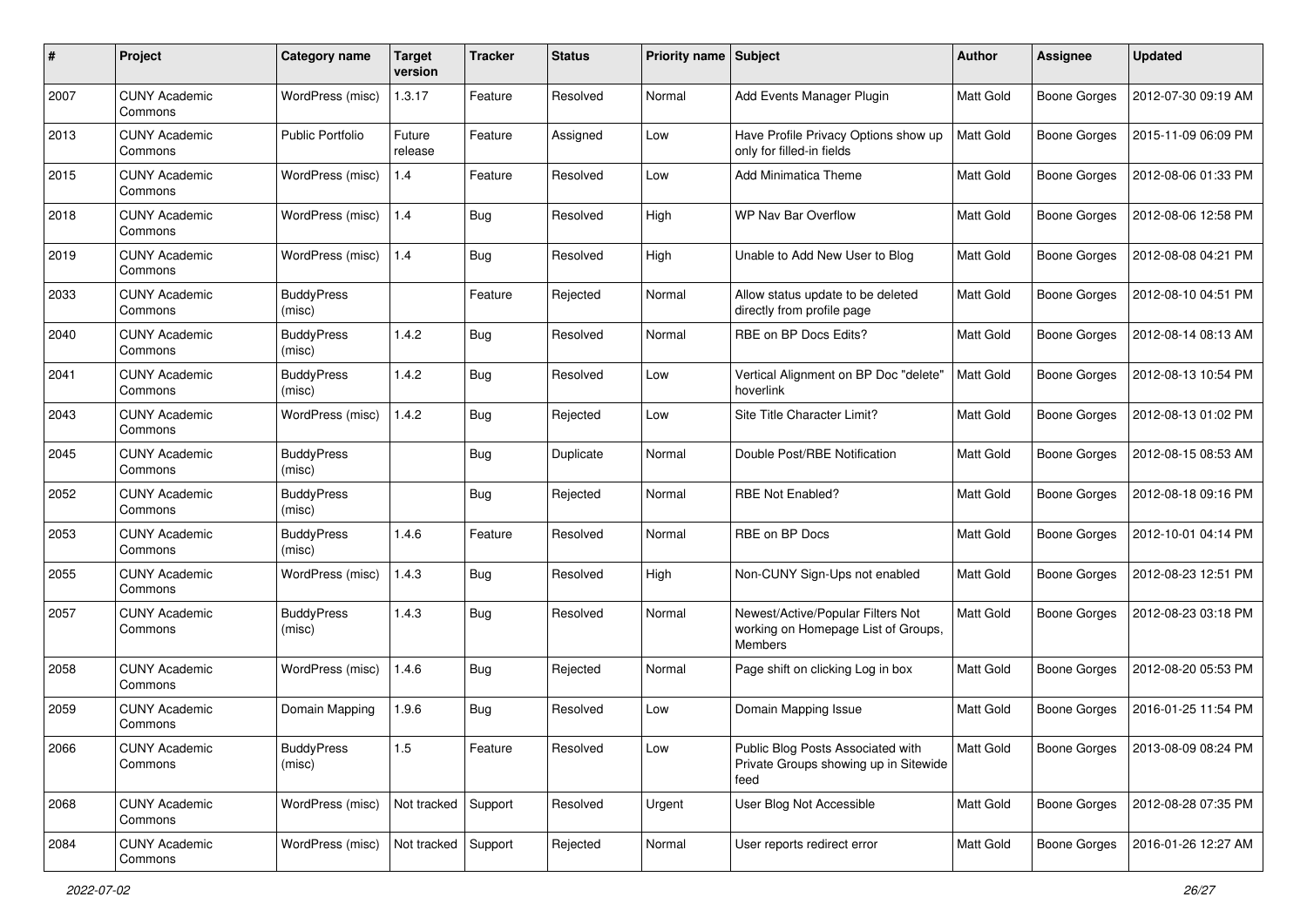| # | Project | Category name | Target version | Tracker | Status | Priority name | Subject | Author | Assignee | Updated |
|---|---|---|---|---|---|---|---|---|---|---|
| 2007 | CUNY Academic Commons | WordPress (misc) | 1.3.17 | Feature | Resolved | Normal | Add Events Manager Plugin | Matt Gold | Boone Gorges | 2012-07-30 09:19 AM |
| 2013 | CUNY Academic Commons | Public Portfolio | Future release | Feature | Assigned | Low | Have Profile Privacy Options show up only for filled-in fields | Matt Gold | Boone Gorges | 2015-11-09 06:09 PM |
| 2015 | CUNY Academic Commons | WordPress (misc) | 1.4 | Feature | Resolved | Low | Add Minimatica Theme | Matt Gold | Boone Gorges | 2012-08-06 01:33 PM |
| 2018 | CUNY Academic Commons | WordPress (misc) | 1.4 | Bug | Resolved | High | WP Nav Bar Overflow | Matt Gold | Boone Gorges | 2012-08-06 12:58 PM |
| 2019 | CUNY Academic Commons | WordPress (misc) | 1.4 | Bug | Resolved | High | Unable to Add New User to Blog | Matt Gold | Boone Gorges | 2012-08-08 04:21 PM |
| 2033 | CUNY Academic Commons | BuddyPress (misc) | | Feature | Rejected | Normal | Allow status update to be deleted directly from profile page | Matt Gold | Boone Gorges | 2012-08-10 04:51 PM |
| 2040 | CUNY Academic Commons | BuddyPress (misc) | 1.4.2 | Bug | Resolved | Normal | RBE on BP Docs Edits? | Matt Gold | Boone Gorges | 2012-08-14 08:13 AM |
| 2041 | CUNY Academic Commons | BuddyPress (misc) | 1.4.2 | Bug | Resolved | Low | Vertical Alignment on BP Doc "delete" hoverlink | Matt Gold | Boone Gorges | 2012-08-13 10:54 PM |
| 2043 | CUNY Academic Commons | WordPress (misc) | 1.4.2 | Bug | Rejected | Low | Site Title Character Limit? | Matt Gold | Boone Gorges | 2012-08-13 01:02 PM |
| 2045 | CUNY Academic Commons | BuddyPress (misc) | | Bug | Duplicate | Normal | Double Post/RBE Notification | Matt Gold | Boone Gorges | 2012-08-15 08:53 AM |
| 2052 | CUNY Academic Commons | BuddyPress (misc) | | Bug | Rejected | Normal | RBE Not Enabled? | Matt Gold | Boone Gorges | 2012-08-18 09:16 PM |
| 2053 | CUNY Academic Commons | BuddyPress (misc) | 1.4.6 | Feature | Resolved | Normal | RBE on BP Docs | Matt Gold | Boone Gorges | 2012-10-01 04:14 PM |
| 2055 | CUNY Academic Commons | WordPress (misc) | 1.4.3 | Bug | Resolved | High | Non-CUNY Sign-Ups not enabled | Matt Gold | Boone Gorges | 2012-08-23 12:51 PM |
| 2057 | CUNY Academic Commons | BuddyPress (misc) | 1.4.3 | Bug | Resolved | Normal | Newest/Active/Popular Filters Not working on Homepage List of Groups, Members | Matt Gold | Boone Gorges | 2012-08-23 03:18 PM |
| 2058 | CUNY Academic Commons | WordPress (misc) | 1.4.6 | Bug | Rejected | Normal | Page shift on clicking Log in box | Matt Gold | Boone Gorges | 2012-08-20 05:53 PM |
| 2059 | CUNY Academic Commons | Domain Mapping | 1.9.6 | Bug | Resolved | Low | Domain Mapping Issue | Matt Gold | Boone Gorges | 2016-01-25 11:54 PM |
| 2066 | CUNY Academic Commons | BuddyPress (misc) | 1.5 | Feature | Resolved | Low | Public Blog Posts Associated with Private Groups showing up in Sitewide feed | Matt Gold | Boone Gorges | 2013-08-09 08:24 PM |
| 2068 | CUNY Academic Commons | WordPress (misc) | Not tracked | Support | Resolved | Urgent | User Blog Not Accessible | Matt Gold | Boone Gorges | 2012-08-28 07:35 PM |
| 2084 | CUNY Academic Commons | WordPress (misc) | Not tracked | Support | Rejected | Normal | User reports redirect error | Matt Gold | Boone Gorges | 2016-01-26 12:27 AM |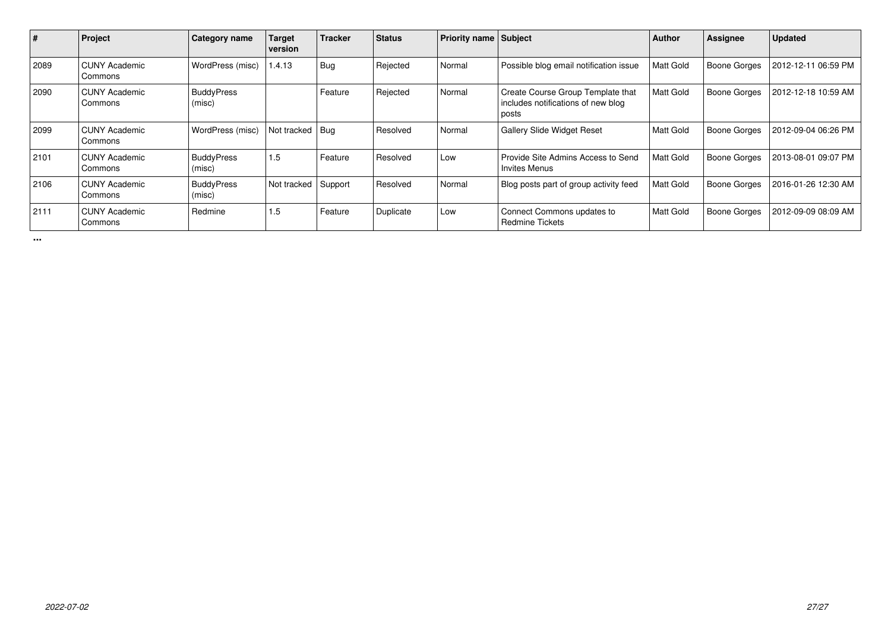| # | Project | Category name | Target version | Tracker | Status | Priority name | Subject | Author | Assignee | Updated |
|---|---|---|---|---|---|---|---|---|---|---|
| 2089 | CUNY Academic Commons | WordPress (misc) | 1.4.13 | Bug | Rejected | Normal | Possible blog email notification issue | Matt Gold | Boone Gorges | 2012-12-11 06:59 PM |
| 2090 | CUNY Academic Commons | BuddyPress (misc) | | Feature | Rejected | Normal | Create Course Group Template that includes notifications of new blog posts | Matt Gold | Boone Gorges | 2012-12-18 10:59 AM |
| 2099 | CUNY Academic Commons | WordPress (misc) | Not tracked | Bug | Resolved | Normal | Gallery Slide Widget Reset | Matt Gold | Boone Gorges | 2012-09-04 06:26 PM |
| 2101 | CUNY Academic Commons | BuddyPress (misc) | 1.5 | Feature | Resolved | Low | Provide Site Admins Access to Send Invites Menus | Matt Gold | Boone Gorges | 2013-08-01 09:07 PM |
| 2106 | CUNY Academic Commons | BuddyPress (misc) | Not tracked | Support | Resolved | Normal | Blog posts part of group activity feed | Matt Gold | Boone Gorges | 2016-01-26 12:30 AM |
| 2111 | CUNY Academic Commons | Redmine | 1.5 | Feature | Duplicate | Low | Connect Commons updates to Redmine Tickets | Matt Gold | Boone Gorges | 2012-09-09 08:09 AM |

...